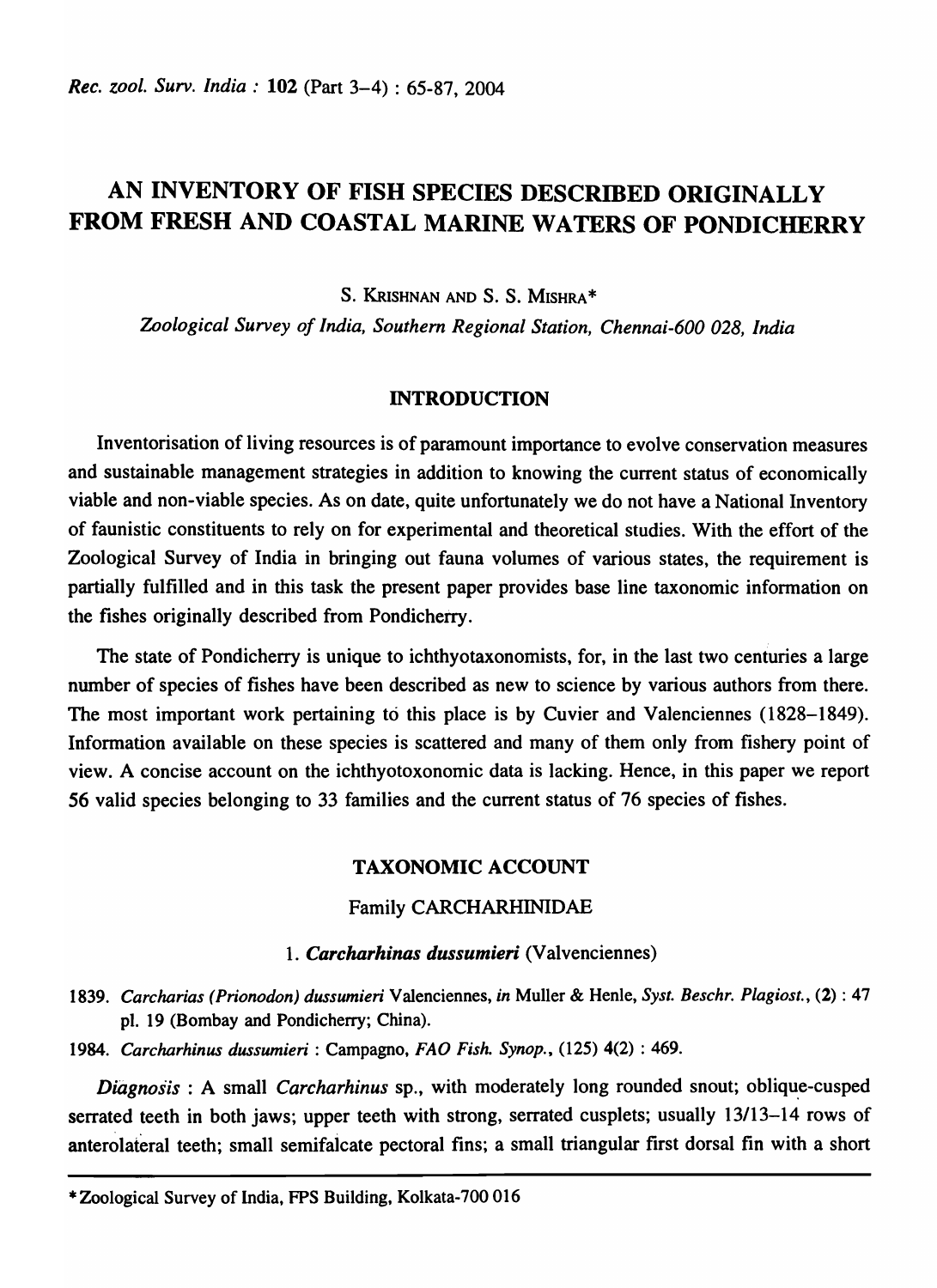# AN INVENTORY OF FISH SPECIES DESCRIBED ORIGINALLY FROM FRESH AND COASTAL MARINE WATERS OF PONDICHERRY

S. KRISHNAN AND S. S. MISHRA*

*Zoological Survey of India, Southern Regional Station, Chennai-600 028, India*

## INTRODUCTION

Inventorisation of living resources is of paramount importance to evolve conservation measures and sustainable management strategies in addition to knowing the current status of economically viable and non-viable species. As on date, quite unfortunately we do not have a National Inventory of faunistic constituents to rely on for experimental and theoretical studies. With the effort of the Zoological Survey of India in bringing out fauna volumes of various states, the requirement is partially fulfilled and in this task the present paper provides base line taxonomic information on the fishes originally described from Pondicherry.

The state of Pondicherry is unique to ichthyotaxonomists, for, in the last two centuries a large number of species of fishes have been described as new to science by various authors from there. The most important work pertaining to this place is by Cuvier and Valenciennes (1828–1849). Information available on these species is scattered and many of them only from fishery point of view. A concise account on the ichthyotoxonomic data is lacking. Hence, in this paper we report 56 valid species belonging to 33 families and the current status of 76 species of fishes.

## TAXONOMIC ACCOUNT

### Family CARCHARHINIDAE

#### 1. *Carcharhinas dussumieri* (Valvenciennes)

1839. *Carcharias (Prionodon) dussumieri* Valenciennes, *in* Muller & Henle, *Syst. Beschr. Plagiost.*, (2) : 47 pl. 19 (Bombay and Pondicherry; China).

1984. *Carcharhinus dussumieri* : Campagno, *FAO Fish. Synop.*, (125) 4(2) : 469.

*Diagnosis* : A small *Carcharhinus* sp., with moderately long rounded snout; oblique-cusped serrated teeth in both jaws; upper teeth with strong, serrated cusplets; usually 13/13–14 rows of anterolateral teeth; small semifalcate pectoral fins; a small triangular first dorsal fin with a short

*Zoological Survey of India, FPS Building, Kolkata-700 016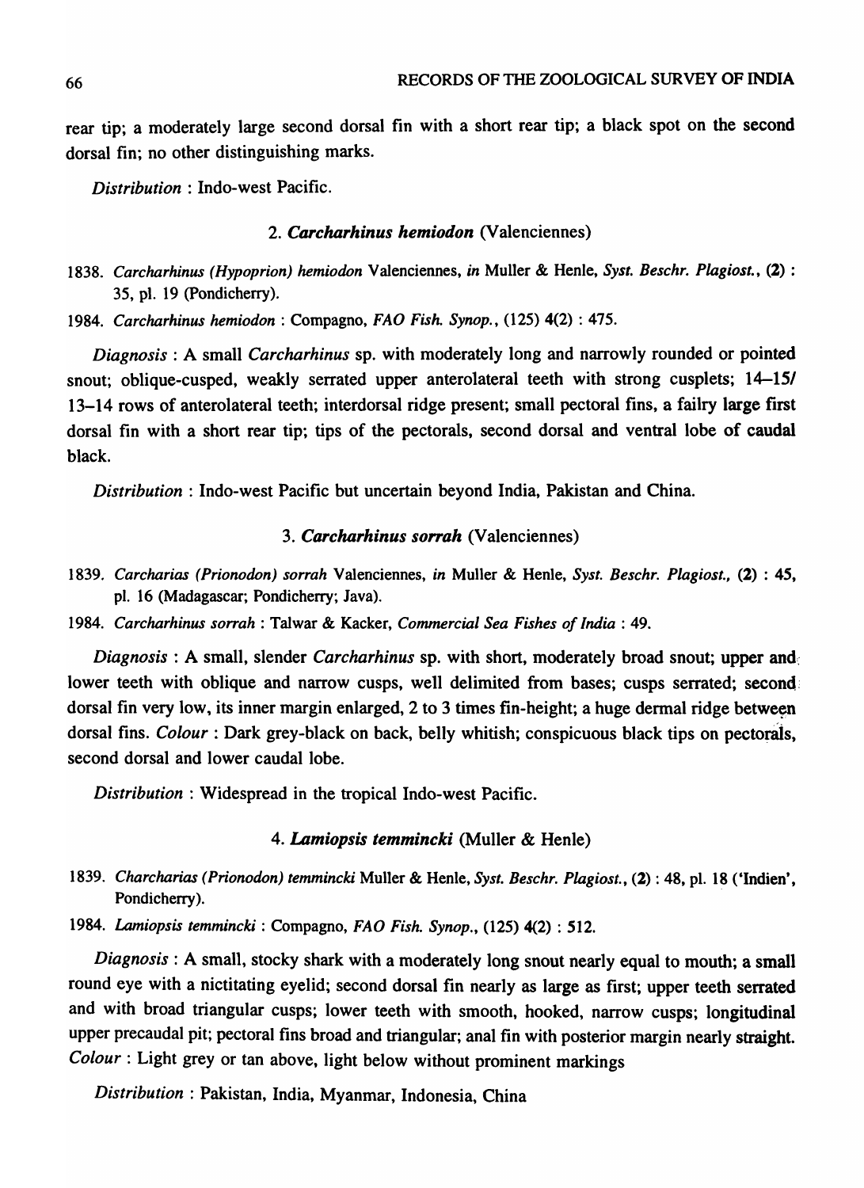rear tip; a moderately large second dorsal fin with a short rear tip; a black spot on the second dorsal fin; no other distinguishing marks.

*Distribution* : Indo-west Pacific.

### 2. *Carcharhinus hemiodon* (Valenciennes)

1838. *Carcharhinus (Hypoprion) hemiodon* Valenciennes, *in* Muller & Henle, *Syst. Beschr. Plagiost.*, **(2)** : 35, pl. 19 (Pondicherry).

1984. *Carcharhinus hemiodon* : Compagno, *FAO Fish. Synop.*, (125) 4(2) : 475.

*Diagnosis* : A small *Carcharhinus* sp. with moderately long and narrowly rounded or pointed snout; oblique-cusped, weakly serrated upper anterolateral teeth with strong cusplets; 14–15/ 13–14 rows of anterolateral teeth; interdorsal ridge present; small pectoral fins, a fairy large first dorsal fin with a short rear tip; tips of the pectorals, second dorsal and ventral lobe of caudal black.

*Distribution* : Indo-west Pacific but uncertain beyond India, Pakistan and China.

### 3. *Carcharhinus sorrah* (Valenciennes)

1839. *Carcharias (Prionodon) sorrah* Valenciennes, *in* Muller & Henle, *Syst. Beschr. Plagiost.*, **(2)** : 45, pl. 16 (Madagascar; Pondicherry; Java).

1984. *Carcharhinus sorrah* : Talwar & Kacker, *Commercial Sea Fishes of India* : 49.

*Diagnosis* : A small, slender *Carcharhinus* sp. with short, moderately broad snout; upper and lower teeth with oblique and narrow cusps, well delimited from bases; cusps serrated; second dorsal fin very low, its inner margin enlarged, 2 to 3 times fin-height; a huge dermal ridge between dorsal fins. *Colour* : Dark grey-black on back, belly whitish; conspicuous black tips on pectorals, second dorsal and lower caudal lobe.

*Distribution* : Widespread in the tropical Indo-west Pacific.

### 4. *Lamiopsis temmincki* (Muller & Henle)

1839. *Charcharias (Prionodon) temmincki* Muller & Henle, *Syst. Beschr. Plagiost.*, **(2)** : 48, pl. 18 ('Indien', Pondicherry).

1984. *Lamiopsis temmincki* : Compagno, *FAO Fish. Synop.*, (125) 4(2) : 512.

*Diagnosis* : A small, stocky shark with a moderately long snout nearly equal to mouth; a small round eye with a nictitating eyelid; second dorsal fin nearly as large as first; upper teeth serrated and with broad triangular cusps; lower teeth with smooth, hooked, narrow cusps; longitudinal upper precaudal pit; pectoral fins broad and triangular; anal fin with posterior margin nearly straight. *Colour* : Light grey or tan above, light below without prominent markings

*Distribution* : Pakistan, India, Myanmar, Indonesia, China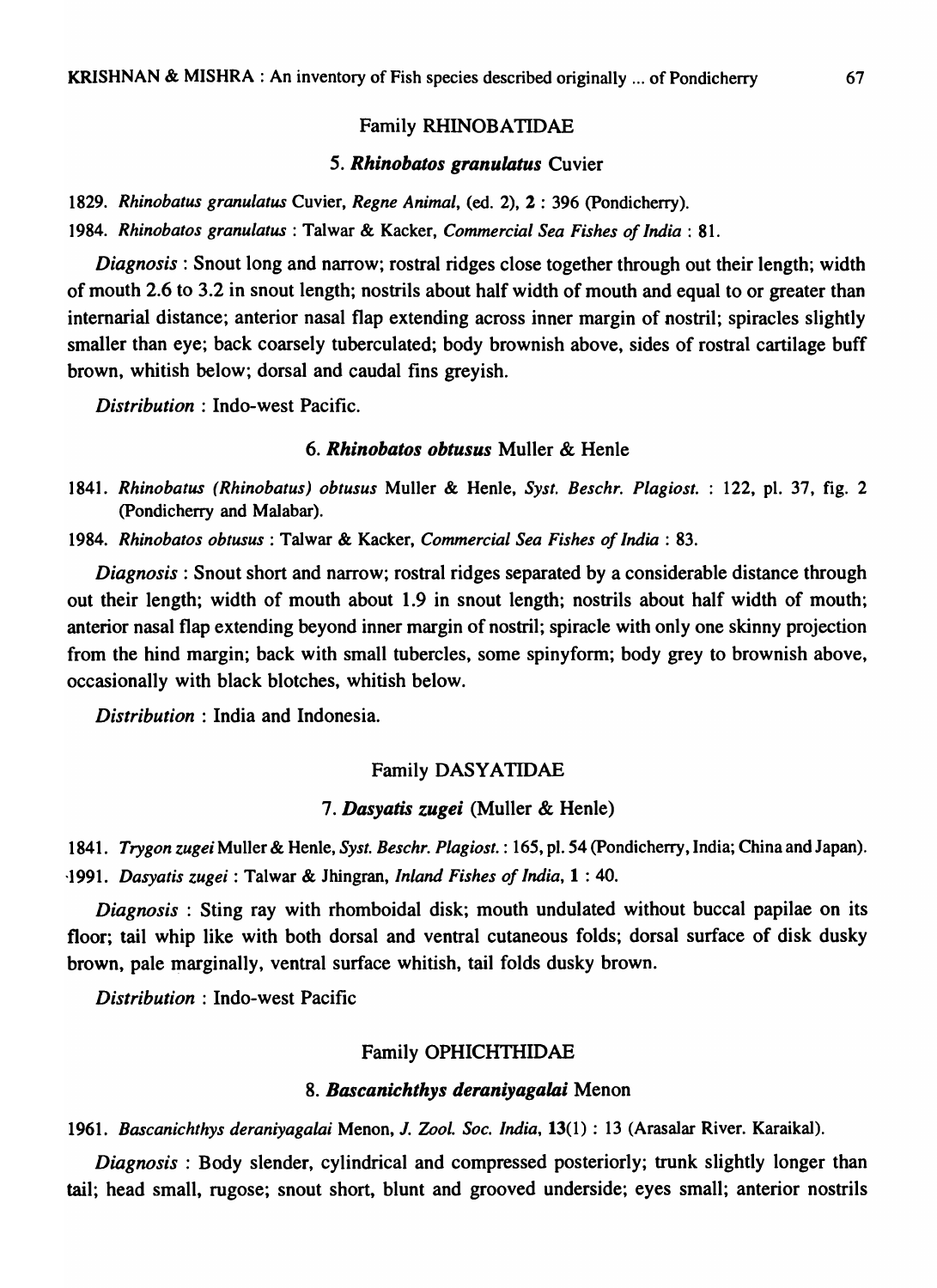## Family RHINOBATIDAE

### 5. *Rhinobatos granulatus* Cuvier

1829. *Rhinobatus granulatus* Cuvier, *Regne Animal*, (ed. 2), **2** : 396 (Pondicherry).

1984. *Rhinobatos granulatus* : Talwar & Kacker, *Commercial Sea Fishes of India* : 81.

*Diagnosis* : Snout long and narrow; rostral ridges close together through out their length; width of mouth 2.6 to 3.2 in snout length; nostrils about half width of mouth and equal to or greater than internarial distance; anterior nasal flap extending across inner margin of nostril; spiracles slightly smaller than eye; back coarsely tuberculated; body brownish above, sides of rostral cartilage buff brown, whitish below; dorsal and caudal fins greyish.

*Distribution* : Indo-west Pacific.

### 6. *Rhinobatos obtusus* Muller & Henle

1841. *Rhinobatus (Rhinobatus) obtusus* Muller & Henle, *Syst. Beschr. Plagiost.* : 122, pl. 37, fig. 2 (Pondicherry and Malabar).

1984. *Rhinobatos obtusus* : Talwar & Kacker, *Commercial Sea Fishes of India* : 83.

*Diagnosis* : Snout short and narrow; rostral ridges separated by a considerable distance through out their length; width of mouth about 1.9 in snout length; nostrils about half width of mouth; anterior nasal flap extending beyond inner margin of nostril; spiracle with only one skinny projection from the hind margin; back with small tubercles, some spinyform; body grey to brownish above, occasionally with black blotches, whitish below.

*Distribution* : India and Indonesia.

## Family DASYATIDAE

### 7. *Dasyatis zugei* (Muller & Henle)

1841. *Trygon zugei* Muller & Henle, *Syst. Beschr. Plagiost.* : 165, pl. 54 (Pondicherry, India; China and Japan).

1991. *Dasyatis zugei* : Talwar & Jhingran, *Inland Fishes of India*, **1** : 40.

*Diagnosis* : Sting ray with rhomboidal disk; mouth undulated without buccal papilae on its floor; tail whip like with both dorsal and ventral cutaneous folds; dorsal surface of disk dusky brown, pale marginally, ventral surface whitish, tail folds dusky brown.

*Distribution* : Indo-west Pacific

## Family OPHICHTHIDAE

### 8. *Bascanichthys deraniyagalai* Menon

1961. *Bascanichthys deraniyagalai* Menon, *J. Zool. Soc. India*, **13**(1) : 13 (Arasalar River. Karaikal).

*Diagnosis* : Body slender, cylindrical and compressed posteriorly; trunk slightly longer than tail; head small, rugose; snout short, blunt and grooved underside; eyes small; anterior nostrils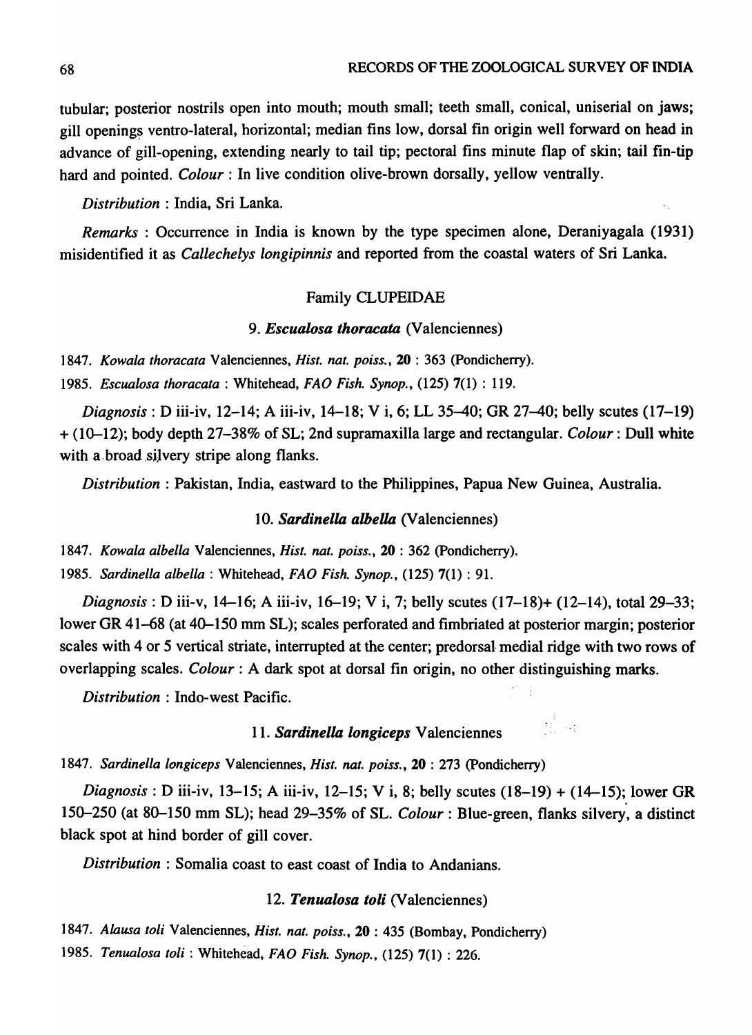tubular; posterior nostrils open into mouth; mouth small; teeth small, conical, uniserial on jaws; gill openings ventro-lateral, horizontal; median fins low, dorsal fin origin well forward on head in advance of gill-opening, extending nearly to tail tip; pectoral fins minute flap of skin; tail fin-tip hard and pointed. *Colour* : In live condition olive-brown dorsally, yellow ventrally.

*Distribution* : India, Sri Lanka.

*Remarks* : Occurrence in India is known by the type specimen alone, Deraniyagala (1931) misidentified it as *Callechelys longipinnis* and reported from the coastal waters of Sri Lanka.

## Family CLUPEIDAE

### 9. *Escualosa thoracata* (Valenciennes)

1847. *Kowala thoracata* Valenciennes, *Hist. nat. poiss.*, **20** : 363 (Pondicherry).

1985. *Escualosa thoracata* : Whitehead, *FAO Fish. Synop.*, (125) **7**(1) : 119.

*Diagnosis* : D iii-iv, 12–14; A iii-iv, 14–18; V i, 6; LL 35–40; GR 27–40; belly scutes (17–19) + (10–12); body depth 27–38% of SL; 2nd supramaxilla large and rectangular. *Colour* : Dull white with a broad silvery stripe along flanks.

*Distribution* : Pakistan, India, eastward to the Philippines, Papua New Guinea, Australia.

### 10. *Sardinella albella* (Valenciennes)

1847. *Kowala albella* Valenciennes, *Hist. nat. poiss.*, **20** : 362 (Pondicherry).

1985. *Sardinella albella* : Whitehead, *FAO Fish. Synop.*, (125) **7**(1) : 91.

*Diagnosis* : D iii-v, 14–16; A iii-iv, 16–19; V i, 7; belly scutes (17–18)+ (12–14), total 29–33; lower GR 41–68 (at 40–150 mm SL); scales perforated and fimbriated at posterior margin; posterior scales with 4 or 5 vertical striate, interrupted at the center; predorsal medial ridge with two rows of overlapping scales. *Colour* : A dark spot at dorsal fin origin, no other distinguishing marks.

*Distribution* : Indo-west Pacific.

### 11. *Sardinella longiceps* Valenciennes

1847. *Sardinella longiceps* Valenciennes, *Hist. nat. poiss.*, **20** : 273 (Pondicherry)

*Diagnosis* : D iii-iv, 13–15; A iii-iv, 12–15; V i, 8; belly scutes (18–19) + (14–15); lower GR 150–250 (at 80–150 mm SL); head 29–35% of SL. *Colour* : Blue-green, flanks silvery, a distinct black spot at hind border of gill cover.

*Distribution* : Somalia coast to east coast of India to Andanians.

### 12. *Tenualosa toli* (Valenciennes)

1847. *Alausa toli* Valenciennes, *Hist. nat. poiss.*, **20** : 435 (Bombay, Pondicherry)

1985. *Tenualosa toli* : Whitehead, *FAO Fish. Synop.*, (125) **7**(1) : 226.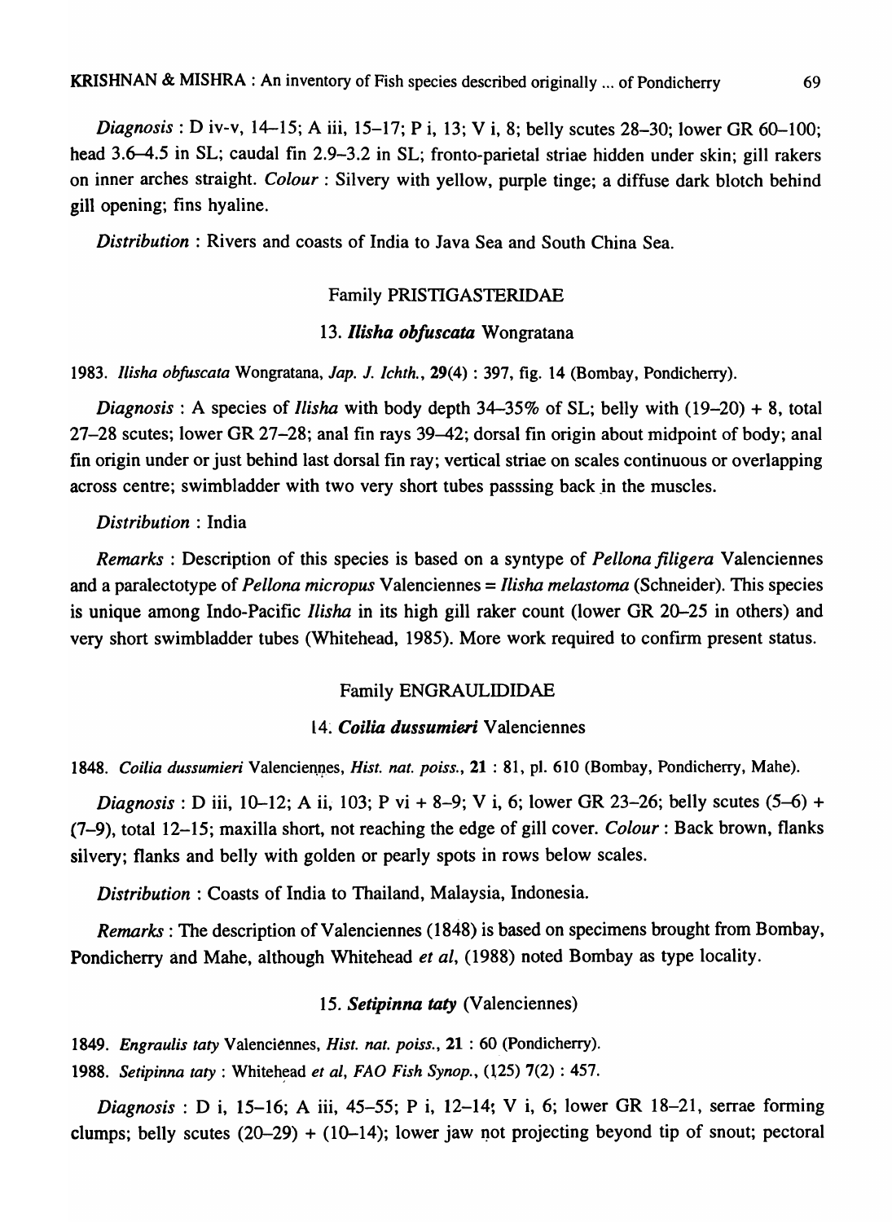*Diagnosis* : D iv-v, 14–15; A iii, 15–17; P i, 13; V i, 8; belly scutes 28–30; lower GR 60–100; head 3.6–4.5 in SL; caudal fin 2.9–3.2 in SL; fronto-parietal striae hidden under skin; gill rakers on inner arches straight. *Colour* : Silvery with yellow, purple tinge; a diffuse dark blotch behind gill opening; fins hyaline.

*Distribution* : Rivers and coasts of India to Java Sea and South China Sea.

## Family PRISTIGASTERIDAE

### 13. ***Ilisha obfuscata*** Wongratana

1983. *Ilisha obfuscata* Wongratana, *Jap. J. Ichth.*, **29**(4) : 397, fig. 14 (Bombay, Pondicherry).

*Diagnosis* : A species of *Ilisha* with body depth 34–35% of SL; belly with (19–20) + 8, total 27–28 scutes; lower GR 27–28; anal fin rays 39–42; dorsal fin origin about midpoint of body; anal fin origin under or just behind last dorsal fin ray; vertical striae on scales continuous or overlapping across centre; swimbladder with two very short tubes passsing back in the muscles.

*Distribution* : India

*Remarks* : Description of this species is based on a syntype of *Pellona filigera* Valenciennes and a paralectotype of *Pellona micropus* Valenciennes = *Ilisha melastoma* (Schneider). This species is unique among Indo-Pacific *Ilisha* in its high gill raker count (lower GR 20–25 in others) and very short swimbladder tubes (Whitehead, 1985). More work required to confirm present status.

## Family ENGRAULIDIDAE

### 14. ***Coilia dussumieri*** Valenciennes

1848. *Coilia dussumieri* Valenciennes, *Hist. nat. poiss.*, **21** : 81, pl. 610 (Bombay, Pondicherry, Mahe).

*Diagnosis* : D iii, 10–12; A ii, 103; P vi + 8–9; V i, 6; lower GR 23–26; belly scutes (5–6) + (7–9), total 12–15; maxilla short, not reaching the edge of gill cover. *Colour* : Back brown, flanks silvery; flanks and belly with golden or pearly spots in rows below scales.

*Distribution* : Coasts of India to Thailand, Malaysia, Indonesia.

*Remarks* : The description of Valenciennes (1848) is based on specimens brought from Bombay, Pondicherry and Mahe, although Whitehead *et al*, (1988) noted Bombay as type locality.

### 15. ***Setipinna taty*** (Valenciennes)

1849. *Engraulis taty* Valenciennes, *Hist. nat. poiss.*, **21** : 60 (Pondicherry).
1988. *Setipinna taty* : Whitehead *et al*, *FAO Fish Synop.*, (125) **7**(2) : 457.

*Diagnosis* : D i, 15–16; A iii, 45–55; P i, 12–14; V i, 6; lower GR 18–21, serrae forming clumps; belly scutes (20–29) + (10–14); lower jaw not projecting beyond tip of snout; pectoral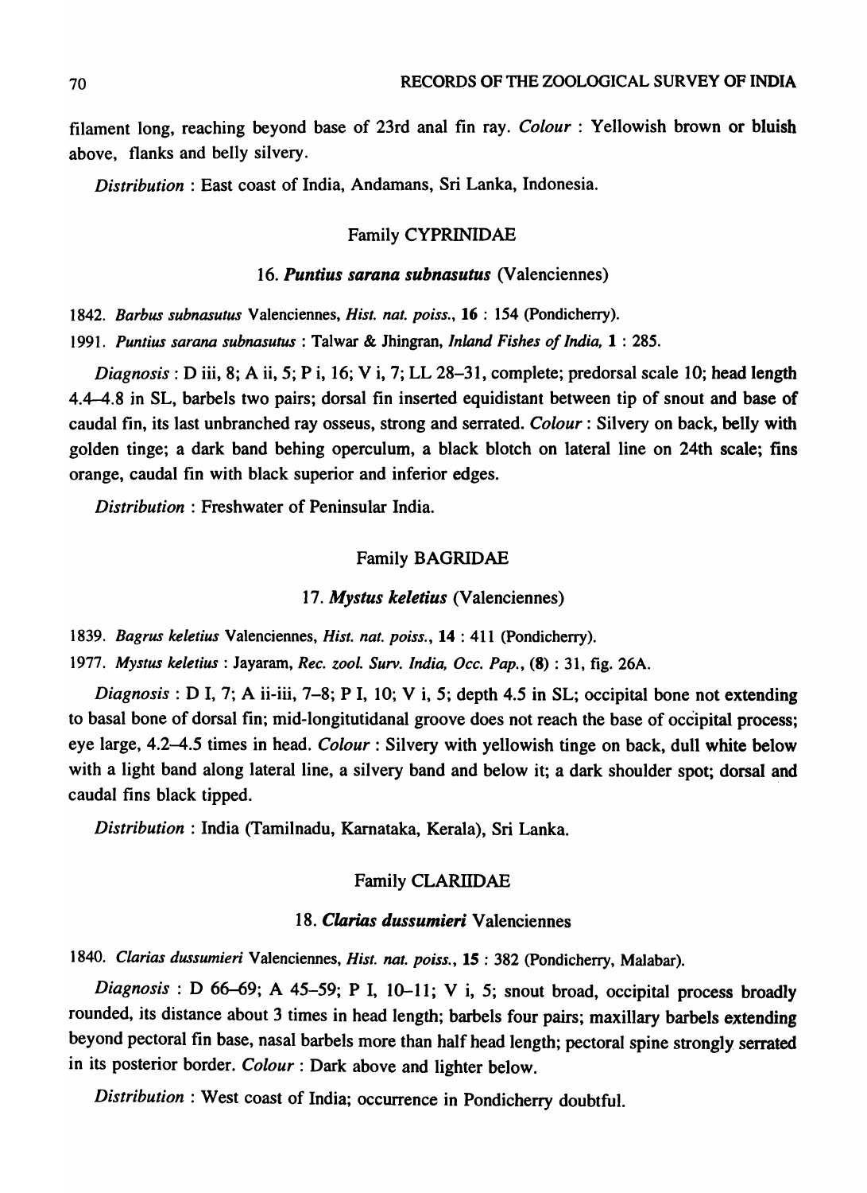filament long, reaching beyond base of 23rd anal fin ray. *Colour* : Yellowish brown or bluish above, flanks and belly silvery.

*Distribution* : East coast of India, Andamans, Sri Lanka, Indonesia.

### Family CYPRINIDAE

#### 16. ***Puntius sarana subnasutus*** (Valenciennes)

1842. *Barbus subnasutus* Valenciennes, *Hist. nat. poiss.*, **16** : 154 (Pondicherry).

1991. *Puntius sarana subnasutus* : Talwar & Jhingran, *Inland Fishes of India*, **1** : 285.

*Diagnosis* : D iii, 8; A ii, 5; P i, 16; V i, 7; LL 28–31, complete; predorsal scale 10; head length 4.4–4.8 in SL, barbels two pairs; dorsal fin inserted equidistant between tip of snout and base of caudal fin, its last unbranched ray osseus, strong and serrated. *Colour* : Silvery on back, belly with golden tinge; a dark band behing operculum, a black blotch on lateral line on 24th scale; fins orange, caudal fin with black superior and inferior edges.

*Distribution* : Freshwater of Peninsular India.

### Family BAGRIDAE

#### 17. ***Mystus keletius*** (Valenciennes)

1839. *Bagrus keletius* Valenciennes, *Hist. nat. poiss.*, **14** : 411 (Pondicherry).

1977. *Mystus keletius* : Jayaram, *Rec. zool. Surv. India, Occ. Pap.*, **(8)** : 31, fig. 26A.

*Diagnosis* : D I, 7; A ii-iii, 7–8; P I, 10; V i, 5; depth 4.5 in SL; occipital bone not extending to basal bone of dorsal fin; mid-longitutidanal groove does not reach the base of occipital process; eye large, 4.2–4.5 times in head. *Colour* : Silvery with yellowish tinge on back, dull white below with a light band along lateral line, a silvery band and below it; a dark shoulder spot; dorsal and caudal fins black tipped.

*Distribution* : India (Tamilnadu, Karnataka, Kerala), Sri Lanka.

### Family CLARIIDAE

#### 18. ***Clarias dussumieri*** Valenciennes

1840. *Clarias dussumieri* Valenciennes, *Hist. nat. poiss.*, **15** : 382 (Pondicherry, Malabar).

*Diagnosis* : D 66–69; A 45–59; P I, 10–11; V i, 5; snout broad, occipital process broadly rounded, its distance about 3 times in head length; barbels four pairs; maxillary barbels extending beyond pectoral fin base, nasal barbels more than half head length; pectoral spine strongly serrated in its posterior border. *Colour* : Dark above and lighter below.

*Distribution* : West coast of India; occurrence in Pondicherry doubtful.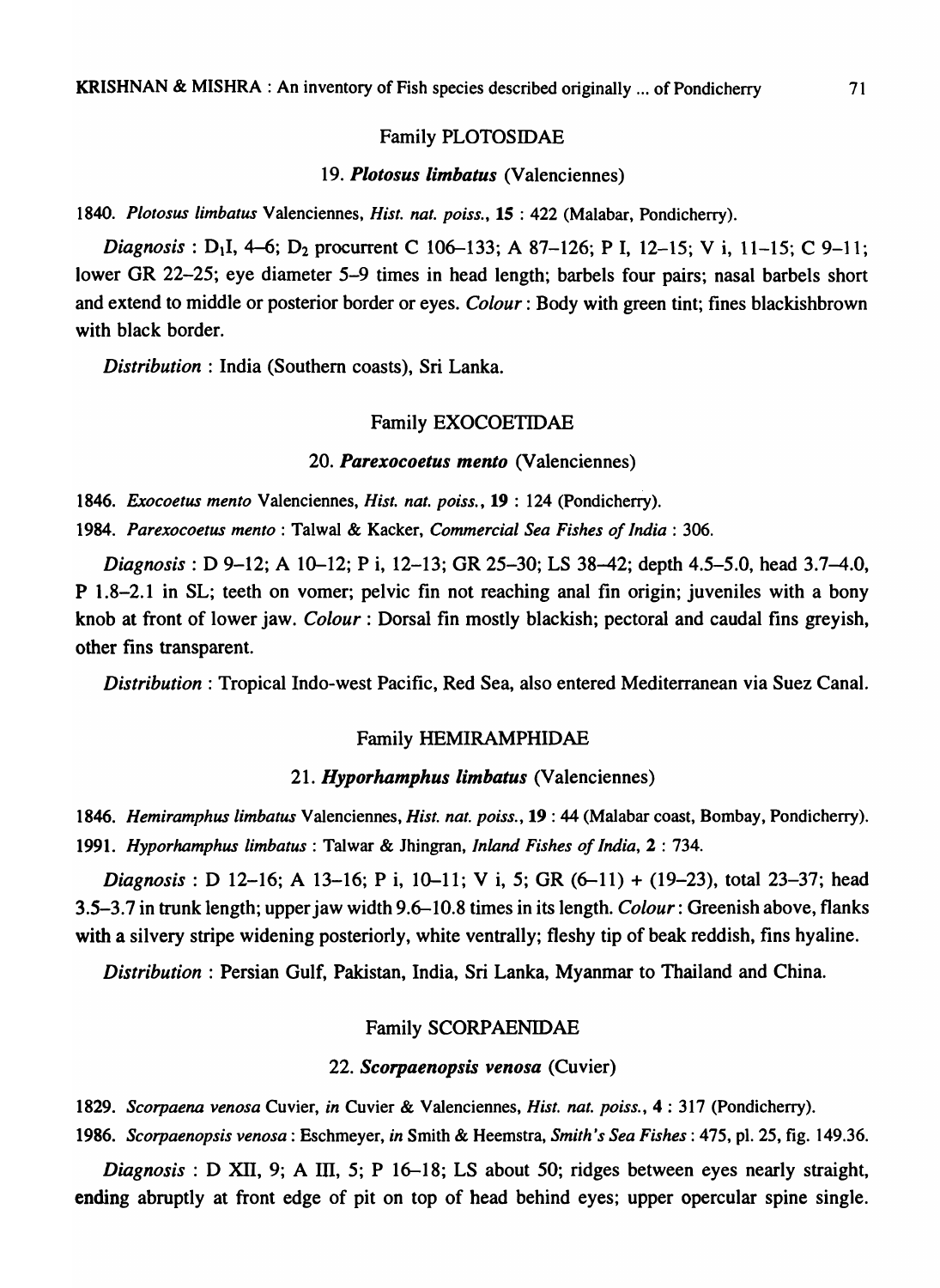## Family PLOTOSIDAE

### 19. *Plotosus limbatus* (Valenciennes)

1840. *Plotosus limbatus* Valenciennes, *Hist. nat. poiss.*, **15** : 422 (Malabar, Pondicherry).

*Diagnosis* : $D_1$I, 4–6; $D_2$ procurrent C 106–133; A 87–126; P I, 12–15; V i, 11–15; C 9–11; lower GR 22–25; eye diameter 5–9 times in head length; barbels four pairs; nasal barbels short and extend to middle or posterior border or eyes. *Colour* : Body with green tint; fines blackishbrown with black border.

*Distribution* : India (Southern coasts), Sri Lanka.

## Family EXOCOETIDAE

### 20. *Parexocoetus mento* (Valenciennes)

1846. *Exocoetus mento* Valenciennes, *Hist. nat. poiss.*, **19** : 124 (Pondicherry).

1984. *Parexocoetus mento* : Talwal & Kacker, *Commercial Sea Fishes of India* : 306.

*Diagnosis* : D 9–12; A 10–12; P i, 12–13; GR 25–30; LS 38–42; depth 4.5–5.0, head 3.7–4.0, P 1.8–2.1 in SL; teeth on vomer; pelvic fin not reaching anal fin origin; juveniles with a bony knob at front of lower jaw. *Colour* : Dorsal fin mostly blackish; pectoral and caudal fins greyish, other fins transparent.

*Distribution* : Tropical Indo-west Pacific, Red Sea, also entered Mediterranean via Suez Canal.

## Family HEMIRAMPHIDAE

### 21. *Hyporhamphus limbatus* (Valenciennes)

1846. *Hemiramphus limbatus* Valenciennes, *Hist. nat. poiss.*, **19** : 44 (Malabar coast, Bombay, Pondicherry).

1991. *Hyporhamphus limbatus* : Talwar & Jhingran, *Inland Fishes of India*, **2** : 734.

*Diagnosis* : D 12–16; A 13–16; P i, 10–11; V i, 5; GR (6–11) + (19–23), total 23–37; head 3.5–3.7 in trunk length; upper jaw width 9.6–10.8 times in its length. *Colour* : Greenish above, flanks with a silvery stripe widening posteriorly, white ventrally; fleshy tip of beak reddish, fins hyaline.

*Distribution* : Persian Gulf, Pakistan, India, Sri Lanka, Myanmar to Thailand and China.

## Family SCORPAENIDAE

### 22. *Scorpaenopsis venosa* (Cuvier)

1829. *Scorpaena venosa* Cuvier, *in* Cuvier & Valenciennes, *Hist. nat. poiss.*, **4** : 317 (Pondicherry).

1986. *Scorpaenopsis venosa* : Eschmeyer, *in* Smith & Heemstra, *Smith's Sea Fishes* : 475, pl. 25, fig. 149.36.

*Diagnosis* : D XII, 9; A III, 5; P 16–18; LS about 50; ridges between eyes nearly straight, ending abruptly at front edge of pit on top of head behind eyes; upper opercular spine single.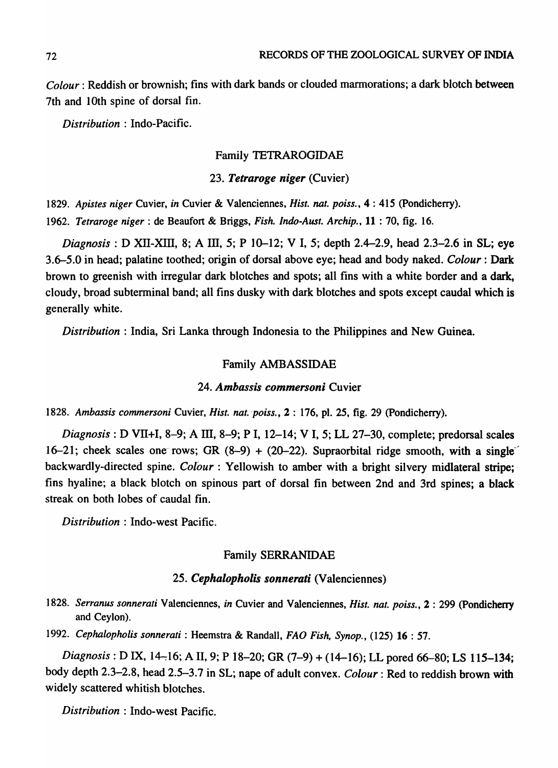*Colour* : Reddish or brownish; fins with dark bands or clouded marmorations; a dark blotch between 7th and 10th spine of dorsal fin.

*Distribution* : Indo-Pacific.

### Family TETRAROGIDAE

#### 23. *Tetraroge niger* (Cuvier)

1829. *Apistes niger* Cuvier, *in* Cuvier & Valenciennes, *Hist. nat. poiss.*, **4** : 415 (Pondicherry).

1962. *Tetraroge niger* : de Beaufort & Briggs, *Fish. Indo-Aust. Archip.*, **11** : 70, fig. 16.

*Diagnosis* : D XII-XIII, 8; A III, 5; P 10–12; V I, 5; depth 2.4–2.9, head 2.3–2.6 in SL; eye 3.6–5.0 in head; palatine toothed; origin of dorsal above eye; head and body naked. *Colour* : Dark brown to greenish with irregular dark blotches and spots; all fins with a white border and a dark, cloudy, broad subterminal band; all fins dusky with dark blotches and spots except caudal which is generally white.

*Distribution* : India, Sri Lanka through Indonesia to the Philippines and New Guinea.

### Family AMBASSIDAE

#### 24. *Ambassis commersoni* Cuvier

1828. *Ambassis commersoni* Cuvier, *Hist. nat. poiss.*, **2** : 176, pl. 25, fig. 29 (Pondicherry).

*Diagnosis* : D VII+I, 8–9; A III, 8–9; P I, 12–14; V I, 5; LL 27–30, complete; predorsal scales 16–21; cheek scales one rows; GR (8–9) + (20–22). Supraorbital ridge smooth, with a single backwardly-directed spine. *Colour* : Yellowish to amber with a bright silvery midlateral stripe; fins hyaline; a black blotch on spinous part of dorsal fin between 2nd and 3rd spines; a black streak on both lobes of caudal fin.

*Distribution* : Indo-west Pacific.

### Family SERRANIDAE

#### 25. *Cephalopholis sonnerati* (Valenciennes)

1828. *Serranus sonnerati* Valenciennes, *in* Cuvier and Valenciennes, *Hist. nat. poiss.*, **2** : 299 (Pondicherry and Ceylon).

1992. *Cephalopholis sonnerati* : Heemstra & Randall, *FAO Fish, Synop.*, (125) **16** : 57.

*Diagnosis* : D IX, 14–16; A II, 9; P 18–20; GR (7–9) + (14–16); LL pored 66–80; LS 115–134; body depth 2.3–2.8, head 2.5–3.7 in SL; nape of adult convex. *Colour* : Red to reddish brown with widely scattered whitish blotches.

*Distribution* : Indo-west Pacific.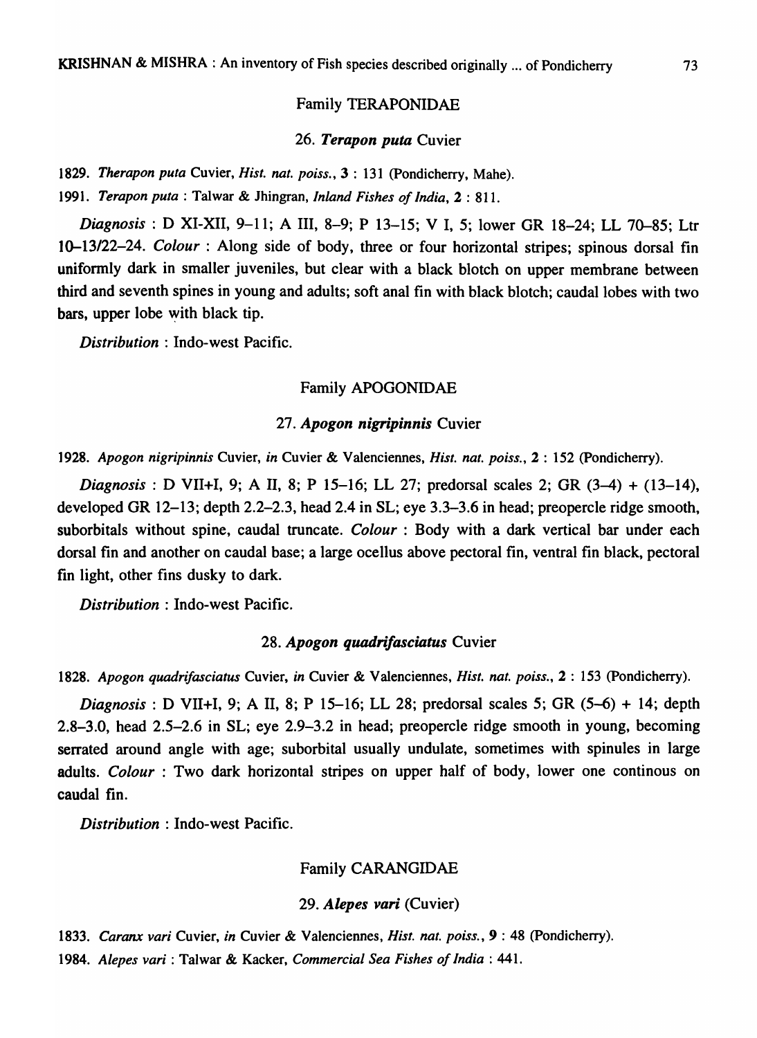## Family TERAPONIDAE

### 26. *Terapon puta* Cuvier

1829. *Therapon puta* Cuvier, *Hist. nat. poiss.*, **3** : 131 (Pondicherry, Mahe).

1991. *Terapon puta* : Talwar & Jhingran, *Inland Fishes of India*, **2** : 811.

*Diagnosis* : D XI-XII, 9–11; A III, 8–9; P 13–15; V I, 5; lower GR 18–24; LL 70–85; Ltr 10–13/22–24. *Colour* : Along side of body, three or four horizontal stripes; spinous dorsal fin uniformly dark in smaller juveniles, but clear with a black blotch on upper membrane between third and seventh spines in young and adults; soft anal fin with black blotch; caudal lobes with two bars, upper lobe with black tip.

*Distribution* : Indo-west Pacific.

## Family APOGONIDAE

### 27. *Apogon nigripinnis* Cuvier

1928. *Apogon nigripinnis* Cuvier, *in* Cuvier & Valenciennes, *Hist. nat. poiss.*, **2** : 152 (Pondicherry).

*Diagnosis* : D VII+I, 9; A II, 8; P 15–16; LL 27; predorsal scales 2; GR (3–4) + (13–14), developed GR 12–13; depth 2.2–2.3, head 2.4 in SL; eye 3.3–3.6 in head; preopercle ridge smooth, suborbitals without spine, caudal truncate. *Colour* : Body with a dark vertical bar under each dorsal fin and another on caudal base; a large ocellus above pectoral fin, ventral fin black, pectoral fin light, other fins dusky to dark.

*Distribution* : Indo-west Pacific.

### 28. *Apogon quadrifasciatus* Cuvier

1828. *Apogon quadrifasciatus* Cuvier, *in* Cuvier & Valenciennes, *Hist. nat. poiss.*, **2** : 153 (Pondicherry).

*Diagnosis* : D VII+I, 9; A II, 8; P 15–16; LL 28; predorsal scales 5; GR (5–6) + 14; depth 2.8–3.0, head 2.5–2.6 in SL; eye 2.9–3.2 in head; preopercle ridge smooth in young, becoming serrated around angle with age; suborbital usually undulate, sometimes with spinules in large adults. *Colour* : Two dark horizontal stripes on upper half of body, lower one continous on caudal fin.

*Distribution* : Indo-west Pacific.

## Family CARANGIDAE

### 29. *Alepes vari* (Cuvier)

1833. *Caranx vari* Cuvier, *in* Cuvier & Valenciennes, *Hist. nat. poiss.*, **9** : 48 (Pondicherry).

1984. *Alepes vari* : Talwar & Kacker, *Commercial Sea Fishes of India* : 441.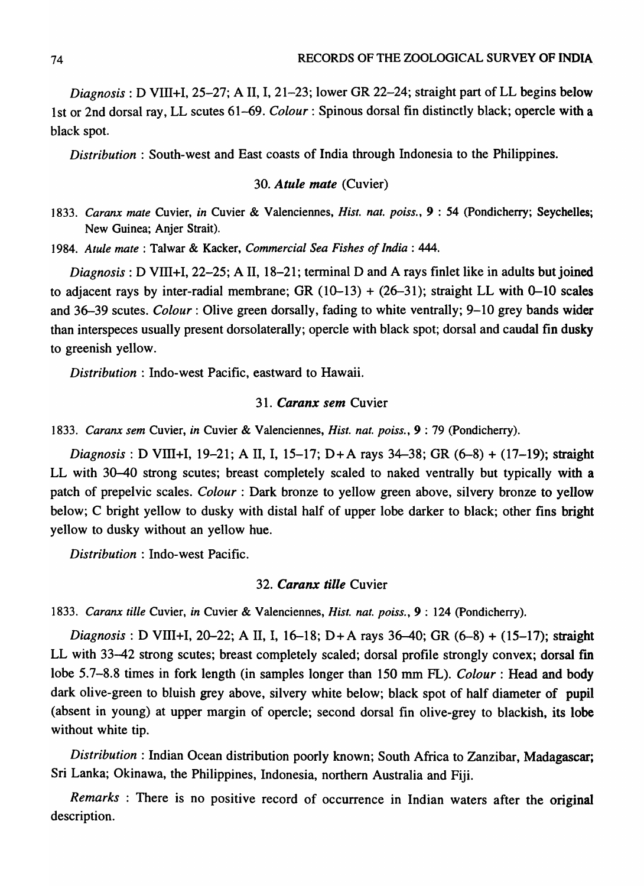*Diagnosis* : D VIII+I, 25–27; A II, I, 21–23; lower GR 22–24; straight part of LL begins below 1st or 2nd dorsal ray, LL scutes 61–69. *Colour* : Spinous dorsal fin distinctly black; opercle with a black spot.

*Distribution* : South-west and East coasts of India through Indonesia to the Philippines.

### 30. *Atule mate* (Cuvier)

1833. *Caranx mate* Cuvier, *in* Cuvier & Valenciennes, *Hist. nat. poiss.*, **9** : 54 (Pondicherry; Seychelles; New Guinea; Anjer Strait).

1984. *Atule mate* : Talwar & Kacker, *Commercial Sea Fishes of India* : 444.

*Diagnosis* : D VIII+I, 22–25; A II, 18–21; terminal D and A rays finlet like in adults but joined to adjacent rays by inter-radial membrane; GR (10–13) + (26–31); straight LL with 0–10 scales and 36–39 scutes. *Colour* : Olive green dorsally, fading to white ventrally; 9–10 grey bands wider than interspeces usually present dorsolaterally; opercle with black spot; dorsal and caudal fin dusky to greenish yellow.

*Distribution* : Indo-west Pacific, eastward to Hawaii.

### 31. *Caranx sem* Cuvier

1833. *Caranx sem* Cuvier, *in* Cuvier & Valenciennes, *Hist. nat. poiss.*, **9** : 79 (Pondicherry).

*Diagnosis* : D VIII+I, 19–21; A II, I, 15–17; D+A rays 34–38; GR (6–8) + (17–19); straight LL with 30–40 strong scutes; breast completely scaled to naked ventrally but typically with a patch of prepelvic scales. *Colour* : Dark bronze to yellow green above, silvery bronze to yellow below; C bright yellow to dusky with distal half of upper lobe darker to black; other fins bright yellow to dusky without an yellow hue.

*Distribution* : Indo-west Pacific.

### 32. *Caranx tille* Cuvier

1833. *Caranx tille* Cuvier, *in* Cuvier & Valenciennes, *Hist. nat. poiss.*, **9** : 124 (Pondicherry).

*Diagnosis* : D VIII+I, 20–22; A II, I, 16–18; D+A rays 36–40; GR (6–8) + (15–17); straight LL with 33–42 strong scutes; breast completely scaled; dorsal profile strongly convex; dorsal fin lobe 5.7–8.8 times in fork length (in samples longer than 150 mm FL). *Colour* : Head and body dark olive-green to bluish grey above, silvery white below; black spot of half diameter of pupil (absent in young) at upper margin of opercle; second dorsal fin olive-grey to blackish, its lobe without white tip.

*Distribution* : Indian Ocean distribution poorly known; South Africa to Zanzibar, Madagascar; Sri Lanka; Okinawa, the Philippines, Indonesia, northern Australia and Fiji.

*Remarks* : There is no positive record of occurrence in Indian waters after the original description.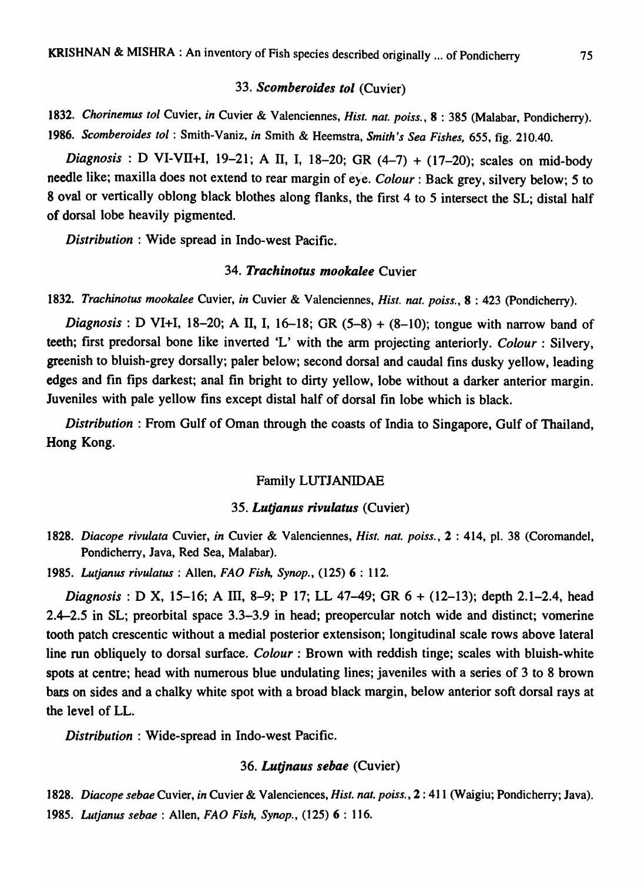### 33. *Scomberoides tol* (Cuvier)

1832. *Chorinemus tol* Cuvier, *in* Cuvier & Valenciennes, *Hist. nat. poiss.*, **8** : 385 (Malabar, Pondicherry).
1986. *Scomberoides tol* : Smith-Vaniz, *in* Smith & Heemstra, *Smith's Sea Fishes*, 655, fig. 210.40.

*Diagnosis* : D VI-VII+I, 19–21; A II, I, 18–20; GR (4–7) + (17–20); scales on mid-body needle like; maxilla does not extend to rear margin of eye. *Colour* : Back grey, silvery below; 5 to 8 oval or vertically oblong black blothes along flanks, the first 4 to 5 intersect the SL; distal half of dorsal lobe heavily pigmented.

*Distribution* : Wide spread in Indo-west Pacific.

### 34. *Trachinotus mookalee* Cuvier

1832. *Trachinotus mookalee* Cuvier, *in* Cuvier & Valenciennes, *Hist. nat. poiss.*, **8** : 423 (Pondicherry).

*Diagnosis* : D VI+I, 18–20; A II, I, 16–18; GR (5–8) + (8–10); tongue with narrow band of teeth; first predorsal bone like inverted 'L' with the arm projecting anteriorly. *Colour* : Silvery, greenish to bluish-grey dorsally; paler below; second dorsal and caudal fins dusky yellow, leading edges and fin fips darkest; anal fin bright to dirty yellow, lobe without a darker anterior margin. Juveniles with pale yellow fins except distal half of dorsal fin lobe which is black.

*Distribution* : From Gulf of Oman through the coasts of India to Singapore, Gulf of Thailand, Hong Kong.

## Family LUTJANIDAE

### 35. *Lutjanus rivulatus* (Cuvier)

1828. *Diacope rivulata* Cuvier, *in* Cuvier & Valenciennes, *Hist. nat. poiss.*, **2** : 414, pl. 38 (Coromandel, Pondicherry, Java, Red Sea, Malabar).
1985. *Lutjanus rivulatus* : Allen, *FAO Fish, Synop.*, (125) **6** : 112.

*Diagnosis* : D X, 15–16; A III, 8–9; P 17; LL 47–49; GR 6 + (12–13); depth 2.1–2.4, head 2.4–2.5 in SL; preorbital space 3.3–3.9 in head; preopercular notch wide and distinct; vomerine tooth patch crescentic without a medial posterior extensison; longitudinal scale rows above lateral line run obliquely to dorsal surface. *Colour* : Brown with reddish tinge; scales with bluish-white spots at centre; head with numerous blue undulating lines; javeniles with a series of 3 to 8 brown bars on sides and a chalky white spot with a broad black margin, below anterior soft dorsal rays at the level of LL.

*Distribution* : Wide-spread in Indo-west Pacific.

### 36. *Lutjnaus sebae* (Cuvier)

1828. *Diacope sebae* Cuvier, *in* Cuvier & Valenciences, *Hist. nat. poiss.*, **2** : 411 (Waigiu; Pondicherry; Java).
1985. *Lutjanus sebae* : Allen, *FAO Fish, Synop.*, (125) **6** : 116.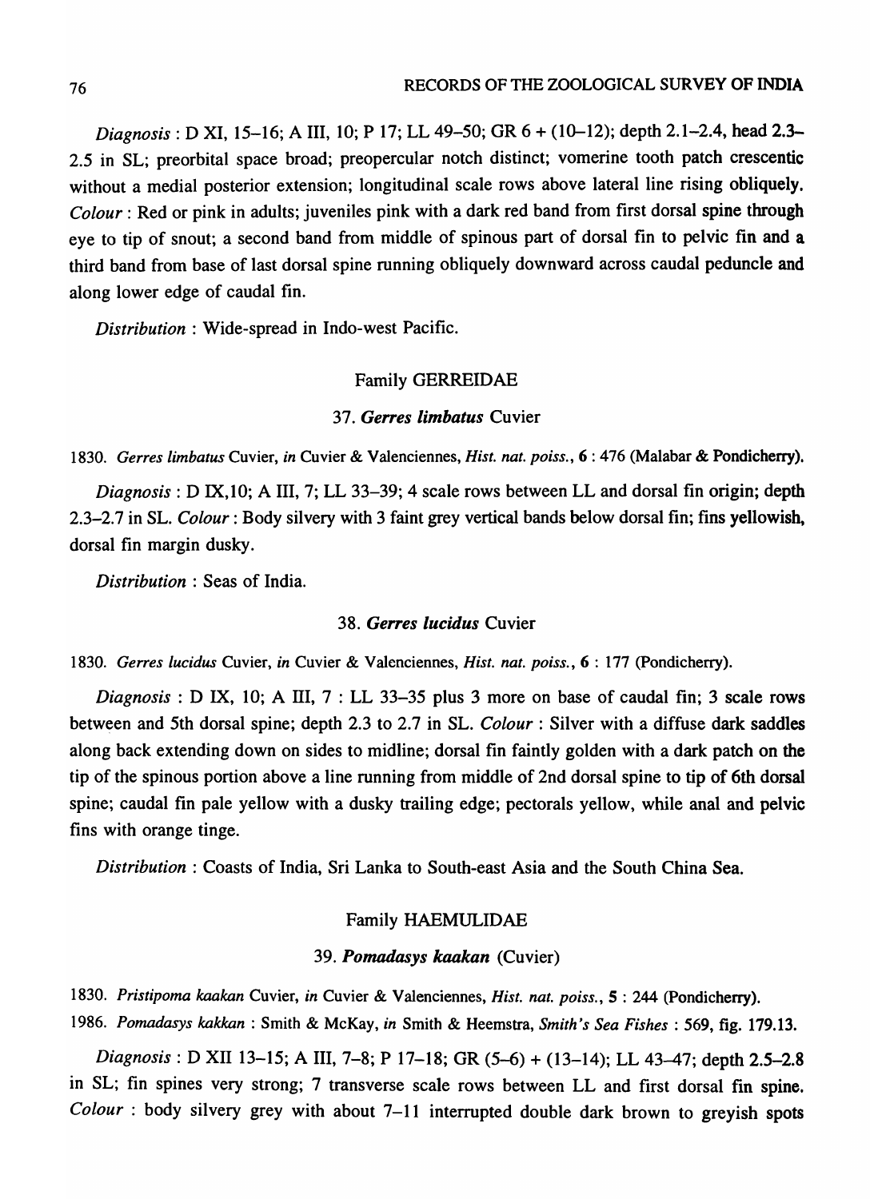*Diagnosis* : D XI, 15–16; A III, 10; P 17; LL 49–50; GR 6 + (10–12); depth 2.1–2.4, head 2.3–2.5 in SL; preorbital space broad; preopercular notch distinct; vomerine tooth patch crescentic without a medial posterior extension; longitudinal scale rows above lateral line rising obliquely. *Colour* : Red or pink in adults; juveniles pink with a dark red band from first dorsal spine through eye to tip of snout; a second band from middle of spinous part of dorsal fin to pelvic fin and a third band from base of last dorsal spine running obliquely downward across caudal peduncle and along lower edge of caudal fin.

*Distribution* : Wide-spread in Indo-west Pacific.

## Family GERREIDAE

### 37. *Gerres limbatus* Cuvier

1830. *Gerres limbatus* Cuvier, *in* Cuvier & Valenciennes, *Hist. nat. poiss.*, **6** : 476 (Malabar & Pondicherry).

*Diagnosis* : D IX,10; A III, 7; LL 33–39; 4 scale rows between LL and dorsal fin origin; depth 2.3–2.7 in SL. *Colour* : Body silvery with 3 faint grey vertical bands below dorsal fin; fins yellowish, dorsal fin margin dusky.

*Distribution* : Seas of India.

### 38. *Gerres lucidus* Cuvier

1830. *Gerres lucidus* Cuvier, *in* Cuvier & Valenciennes, *Hist. nat. poiss.*, **6** : 177 (Pondicherry).

*Diagnosis* : D IX, 10; A III, 7 : LL 33–35 plus 3 more on base of caudal fin; 3 scale rows between and 5th dorsal spine; depth 2.3 to 2.7 in SL. *Colour* : Silver with a diffuse dark saddles along back extending down on sides to midline; dorsal fin faintly golden with a dark patch on the tip of the spinous portion above a line running from middle of 2nd dorsal spine to tip of 6th dorsal spine; caudal fin pale yellow with a dusky trailing edge; pectorals yellow, while anal and pelvic fins with orange tinge.

*Distribution* : Coasts of India, Sri Lanka to South-east Asia and the South China Sea.

## Family HAEMULIDAE

### 39. *Pomadasys kaakan* (Cuvier)

1830. *Pristipoma kaakan* Cuvier, *in* Cuvier & Valenciennes, *Hist. nat. poiss.*, **5** : 244 (Pondicherry).

1986. *Pomadasys kakkan* : Smith & McKay, *in* Smith & Heemstra, *Smith's Sea Fishes* : 569, fig. 179.13.

*Diagnosis* : D XII 13–15; A III, 7–8; P 17–18; GR (5–6) + (13–14); LL 43–47; depth 2.5–2.8 in SL; fin spines very strong; 7 transverse scale rows between LL and first dorsal fin spine. *Colour* : body silvery grey with about 7–11 interrupted double dark brown to greyish spots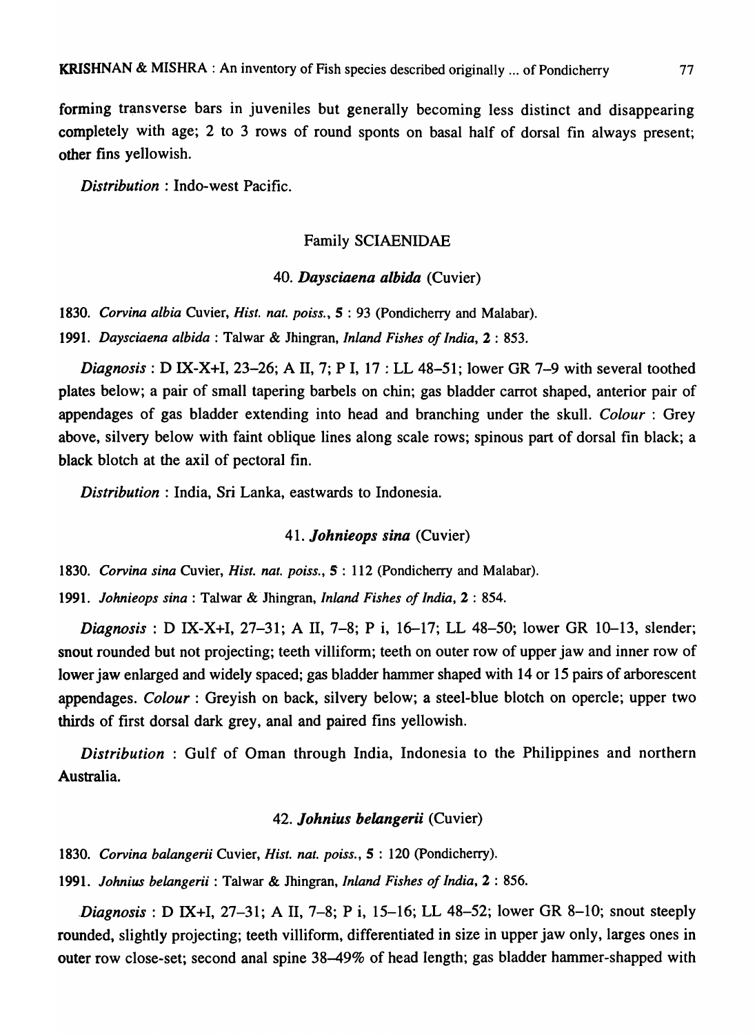forming transverse bars in juveniles but generally becoming less distinct and disappearing completely with age; 2 to 3 rows of round sponts on basal half of dorsal fin always present; other fins yellowish.

*Distribution* : Indo-west Pacific.

### Family SCIAENIDAE

#### 40. *Daysciaena albida* (Cuvier)

1830. *Corvina albia* Cuvier, *Hist. nat. poiss.*, **5** : 93 (Pondicherry and Malabar).

1991. *Daysciaena albida* : Talwar & Jhingran, *Inland Fishes of India*, **2** : 853.

*Diagnosis* : D IX-X+I, 23–26; A II, 7; P I, 17 : LL 48–51; lower GR 7–9 with several toothed plates below; a pair of small tapering barbels on chin; gas bladder carrot shaped, anterior pair of appendages of gas bladder extending into head and branching under the skull. *Colour* : Grey above, silvery below with faint oblique lines along scale rows; spinous part of dorsal fin black; a black blotch at the axil of pectoral fin.

*Distribution* : India, Sri Lanka, eastwards to Indonesia.

#### 41. *Johnieops sina* (Cuvier)

1830. *Corvina sina* Cuvier, *Hist. nat. poiss.*, **5** : 112 (Pondicherry and Malabar).

1991. *Johnieops sina* : Talwar & Jhingran, *Inland Fishes of India*, **2** : 854.

*Diagnosis* : D IX-X+I, 27–31; A II, 7–8; P i, 16–17; LL 48–50; lower GR 10–13, slender; snout rounded but not projecting; teeth villiform; teeth on outer row of upper jaw and inner row of lower jaw enlarged and widely spaced; gas bladder hammer shaped with 14 or 15 pairs of arborescent appendages. *Colour* : Greyish on back, silvery below; a steel-blue blotch on opercle; upper two thirds of first dorsal dark grey, anal and paired fins yellowish.

*Distribution* : Gulf of Oman through India, Indonesia to the Philippines and northern Australia.

#### 42. *Johnius belangerii* (Cuvier)

1830. *Corvina balangerii* Cuvier, *Hist. nat. poiss.*, **5** : 120 (Pondicherry).

1991. *Johnius belangerii* : Talwar & Jhingran, *Inland Fishes of India*, **2** : 856.

*Diagnosis* : D IX+I, 27–31; A II, 7–8; P i, 15–16; LL 48–52; lower GR 8–10; snout steeply rounded, slightly projecting; teeth villiform, differentiated in size in upper jaw only, larges ones in outer row close-set; second anal spine 38–49% of head length; gas bladder hammer-shapped with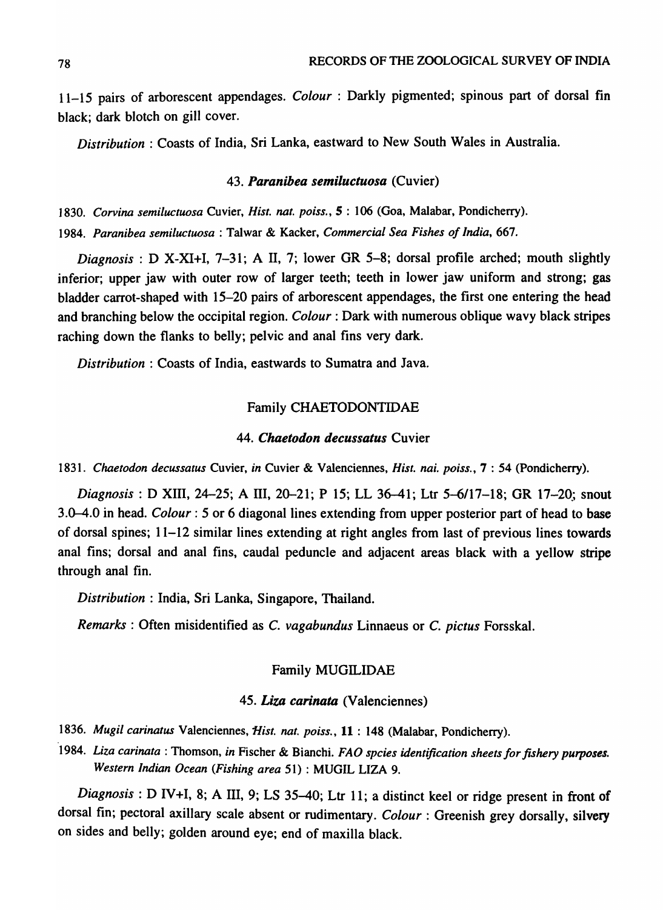11–15 pairs of arborescent appendages. *Colour* : Darkly pigmented; spinous part of dorsal fin black; dark blotch on gill cover.

*Distribution* : Coasts of India, Sri Lanka, eastward to New South Wales in Australia.

### 43. *Paranibea semiluctuosa* (Cuvier)

1830. *Corvina semiluctuosa* Cuvier, *Hist. nat. poiss.*, **5** : 106 (Goa, Malabar, Pondicherry).

1984. *Paranibea semiluctuosa* : Talwar & Kacker, *Commercial Sea Fishes of India*, 667.

*Diagnosis* : D X-XI+I, 7–31; A II, 7; lower GR 5–8; dorsal profile arched; mouth slightly inferior; upper jaw with outer row of larger teeth; teeth in lower jaw uniform and strong; gas bladder carrot-shaped with 15–20 pairs of arborescent appendages, the first one entering the head and branching below the occipital region. *Colour* : Dark with numerous oblique wavy black stripes raching down the flanks to belly; pelvic and anal fins very dark.

*Distribution* : Coasts of India, eastwards to Sumatra and Java.

## Family CHAETODONTIDAE

### 44. *Chaetodon decussatus* Cuvier

1831. *Chaetodon decussatus* Cuvier, *in* Cuvier & Valenciennes, *Hist. nai. poiss.*, **7** : 54 (Pondicherry).

*Diagnosis* : D XIII, 24–25; A III, 20–21; P 15; LL 36–41; Ltr 5–6/17–18; GR 17–20; snout 3.0–4.0 in head. *Colour* : 5 or 6 diagonal lines extending from upper posterior part of head to base of dorsal spines; 11–12 similar lines extending at right angles from last of previous lines towards anal fins; dorsal and anal fins, caudal peduncle and adjacent areas black with a yellow stripe through anal fin.

*Distribution* : India, Sri Lanka, Singapore, Thailand.

*Remarks* : Often misidentified as *C. vagabundus* Linnaeus or *C. pictus* Forsskal.

## Family MUGILIDAE

### 45. *Liza carinata* (Valenciennes)

1836. *Mugil carinatus* Valenciennes, *Hist. nat. poiss.*, **11** : 148 (Malabar, Pondicherry).

1984. *Liza carinata* : Thomson, *in* Fischer & Bianchi. *FAO spcies identification sheets for fishery purposes. Western Indian Ocean (Fishing area* 51) : MUGIL LIZA 9.

*Diagnosis* : D IV+I, 8; A III, 9; LS 35–40; Ltr 11; a distinct keel or ridge present in front of dorsal fin; pectoral axillary scale absent or rudimentary. *Colour* : Greenish grey dorsally, silvery on sides and belly; golden around eye; end of maxilla black.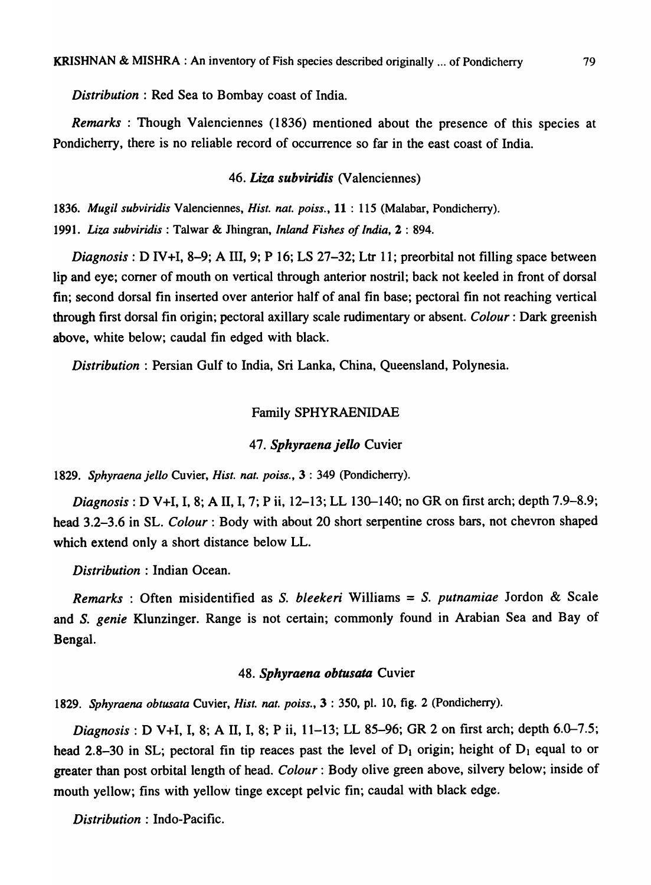*Distribution* : Red Sea to Bombay coast of India.

*Remarks* : Though Valenciennes (1836) mentioned about the presence of this species at Pondicherry, there is no reliable record of occurrence so far in the east coast of India.

### 46. *Liza subviridis* (Valenciennes)

1836. *Mugil subviridis* Valenciennes, *Hist. nat. poiss.*, **11** : 115 (Malabar, Pondicherry).

1991. *Liza subviridis* : Talwar & Jhingran, *Inland Fishes of India*, **2** : 894.

*Diagnosis* : D IV+I, 8–9; A III, 9; P 16; LS 27–32; Ltr 11; preorbital not filling space between lip and eye; corner of mouth on vertical through anterior nostril; back not keeled in front of dorsal fin; second dorsal fin inserted over anterior half of anal fin base; pectoral fin not reaching vertical through first dorsal fin origin; pectoral axillary scale rudimentary or absent. *Colour* : Dark greenish above, white below; caudal fin edged with black.

*Distribution* : Persian Gulf to India, Sri Lanka, China, Queensland, Polynesia.

## Family SPHYRAENIDAE

### 47. *Sphyraena jello* Cuvier

1829. *Sphyraena jello* Cuvier, *Hist. nat. poiss.*, **3** : 349 (Pondicherry).

*Diagnosis* : D V+I, I, 8; A II, I, 7; P ii, 12–13; LL 130–140; no GR on first arch; depth 7.9–8.9; head 3.2–3.6 in SL. *Colour* : Body with about 20 short serpentine cross bars, not chevron shaped which extend only a short distance below LL.

*Distribution* : Indian Ocean.

*Remarks* : Often misidentified as *S. bleekeri* Williams = *S. putnamiae* Jordon & Scale and *S. genie* Klunzinger. Range is not certain; commonly found in Arabian Sea and Bay of Bengal.

### 48. *Sphyraena obtusata* Cuvier

1829. *Sphyraena obtusata* Cuvier, *Hist. nat. poiss.*, **3** : 350, pl. 10, fig. 2 (Pondicherry).

*Diagnosis* : D V+I, I, 8; A II, I, 8; P ii, 11–13; LL 85–96; GR 2 on first arch; depth 6.0–7.5; head 2.8–30 in SL; pectoral fin tip reaces past the level of $D_1$ origin; height of $D_1$ equal to or greater than post orbital length of head. *Colour* : Body olive green above, silvery below; inside of mouth yellow; fins with yellow tinge except pelvic fin; caudal with black edge.

*Distribution* : Indo-Pacific.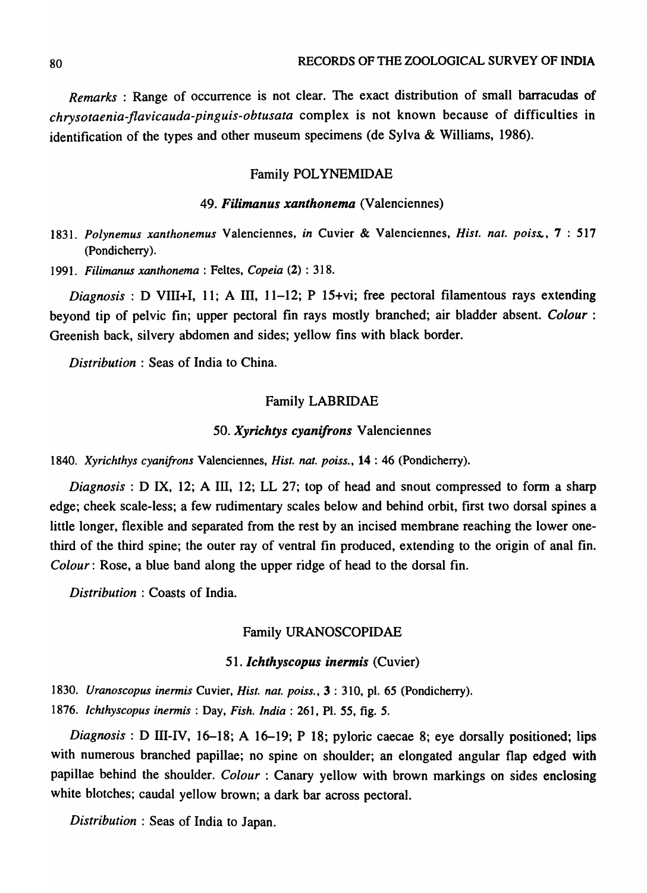*Remarks* : Range of occurrence is not clear. The exact distribution of small barracudas of *chrysotaenia-flavicauda-pinguis-obtusata* complex is not known because of difficulties in identification of the types and other museum specimens (de Sylva & Williams, 1986).

### Family POLYNEMIDAE

#### 49. ***Filimanus xanthonema*** (Valenciennes)

1831. *Polynemus xanthonemus* Valenciennes, *in* Cuvier & Valenciennes, *Hist. nat. poiss.*, **7** : 517 (Pondicherry).

1991. *Filimanus xanthonema* : Feltes, *Copeia* **(2)** : 318.

*Diagnosis* : D VIII+I, 11; A III, 11–12; P 15+vi; free pectoral filamentous rays extending beyond tip of pelvic fin; upper pectoral fin rays mostly branched; air bladder absent. *Colour* : Greenish back, silvery abdomen and sides; yellow fins with black border.

*Distribution* : Seas of India to China.

### Family LABRIDAE

#### 50. ***Xyrichtys cyanifrons*** Valenciennes

1840. *Xyrichthys cyanifrons* Valenciennes, *Hist. nat. poiss.*, **14** : 46 (Pondicherry).

*Diagnosis* : D IX, 12; A III, 12; LL 27; top of head and snout compressed to form a sharp edge; cheek scale-less; a few rudimentary scales below and behind orbit, first two dorsal spines a little longer, flexible and separated from the rest by an incised membrane reaching the lower one-third of the third spine; the outer ray of ventral fin produced, extending to the origin of anal fin. *Colour*: Rose, a blue band along the upper ridge of head to the dorsal fin.

*Distribution* : Coasts of India.

### Family URANOSCOPIDAE

#### 51. ***Ichthyscopus inermis*** (Cuvier)

1830. *Uranoscopus inermis* Cuvier, *Hist. nat. poiss.*, **3** : 310, pl. 65 (Pondicherry).

1876. *Ichthyscopus inermis* : Day, *Fish. India* : 261, Pl. 55, fig. 5.

*Diagnosis* : D III-IV, 16–18; A 16–19; P 18; pyloric caecae 8; eye dorsally positioned; lips with numerous branched papillae; no spine on shoulder; an elongated angular flap edged with papillae behind the shoulder. *Colour* : Canary yellow with brown markings on sides enclosing white blotches; caudal yellow brown; a dark bar across pectoral.

*Distribution* : Seas of India to Japan.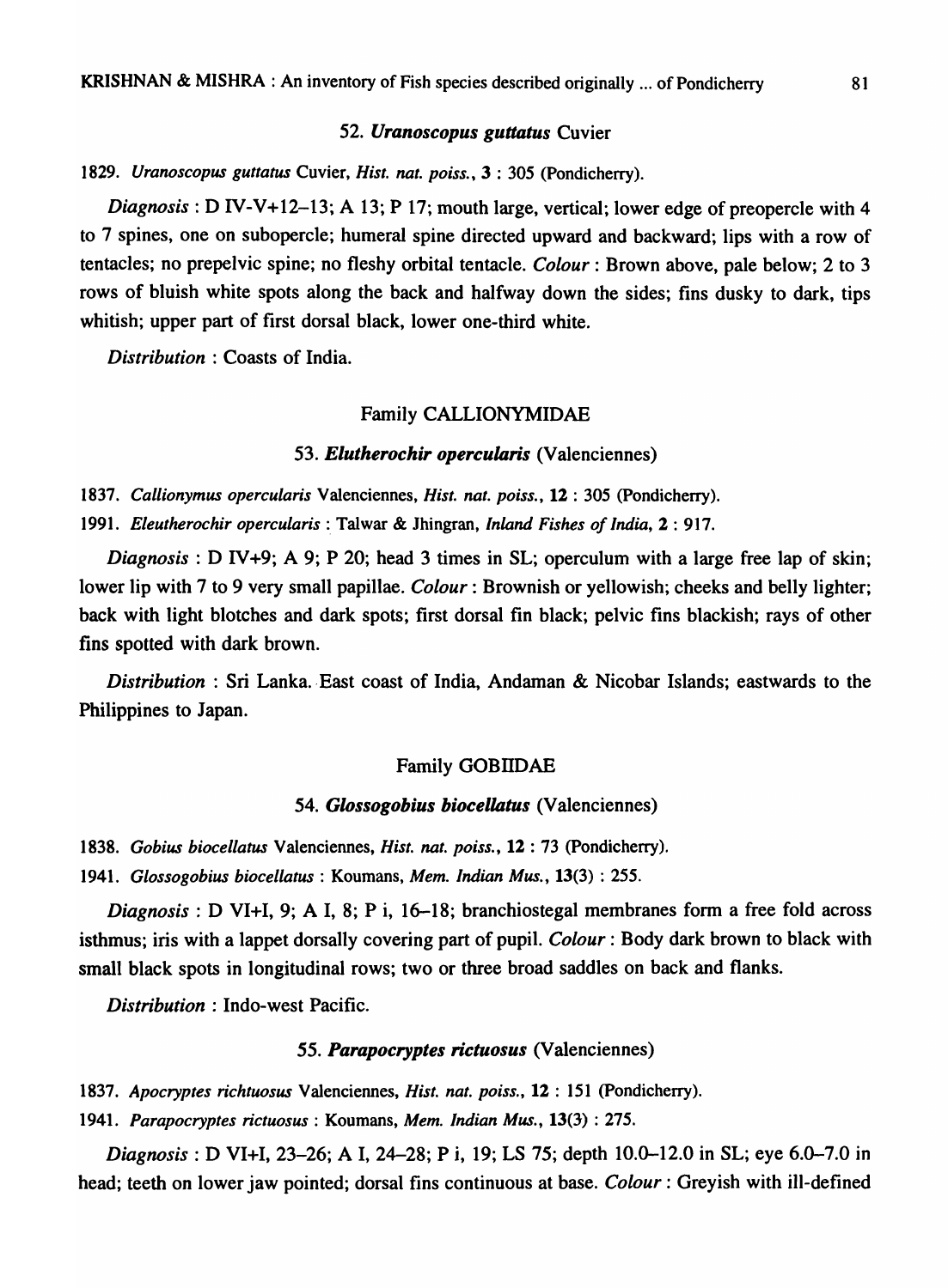### 52. *Uranoscopus guttatus* Cuvier

1829. *Uranoscopus guttatus* Cuvier, *Hist. nat. poiss.*, **3** : 305 (Pondicherry).

*Diagnosis* : D IV-V+12–13; A 13; P 17; mouth large, vertical; lower edge of preopercle with 4 to 7 spines, one on subopercle; humeral spine directed upward and backward; lips with a row of tentacles; no prepelvic spine; no fleshy orbital tentacle. *Colour* : Brown above, pale below; 2 to 3 rows of bluish white spots along the back and halfway down the sides; fins dusky to dark, tips whitish; upper part of first dorsal black, lower one-third white.

*Distribution* : Coasts of India.

## Family CALLIONYMIDAE

### 53. *Elutherochir opercularis* (Valenciennes)

1837. *Callionymus opercularis* Valenciennes, *Hist. nat. poiss.*, **12** : 305 (Pondicherry).

1991. *Eleutherochir opercularis* : Talwar & Jhingran, *Inland Fishes of India*, **2** : 917.

*Diagnosis* : D IV+9; A 9; P 20; head 3 times in SL; operculum with a large free lap of skin; lower lip with 7 to 9 very small papillae. *Colour* : Brownish or yellowish; cheeks and belly lighter; back with light blotches and dark spots; first dorsal fin black; pelvic fins blackish; rays of other fins spotted with dark brown.

*Distribution* : Sri Lanka. East coast of India, Andaman & Nicobar Islands; eastwards to the Philippines to Japan.

## Family GOBIIDAE

### 54. *Glossogobius biocellatus* (Valenciennes)

1838. *Gobius biocellatus* Valenciennes, *Hist. nat. poiss.*, **12** : 73 (Pondicherry).

1941. *Glossogobius biocellatus* : Koumans, *Mem. Indian Mus.*, **13**(3) : 255.

*Diagnosis* : D VI+I, 9; A I, 8; P i, 16–18; branchiostegal membranes form a free fold across isthmus; iris with a lappet dorsally covering part of pupil. *Colour* : Body dark brown to black with small black spots in longitudinal rows; two or three broad saddles on back and flanks.

*Distribution* : Indo-west Pacific.

### 55. *Parapocryptes rictuosus* (Valenciennes)

1837. *Apocryptes richtuosus* Valenciennes, *Hist. nat. poiss.*, **12** : 151 (Pondicherry).

1941. *Parapocryptes rictuosus* : Koumans, *Mem. Indian Mus.*, **13**(3) : 275.

*Diagnosis* : D VI+I, 23–26; A I, 24–28; P i, 19; LS 75; depth 10.0–12.0 in SL; eye 6.0–7.0 in head; teeth on lower jaw pointed; dorsal fins continuous at base. *Colour* : Greyish with ill-defined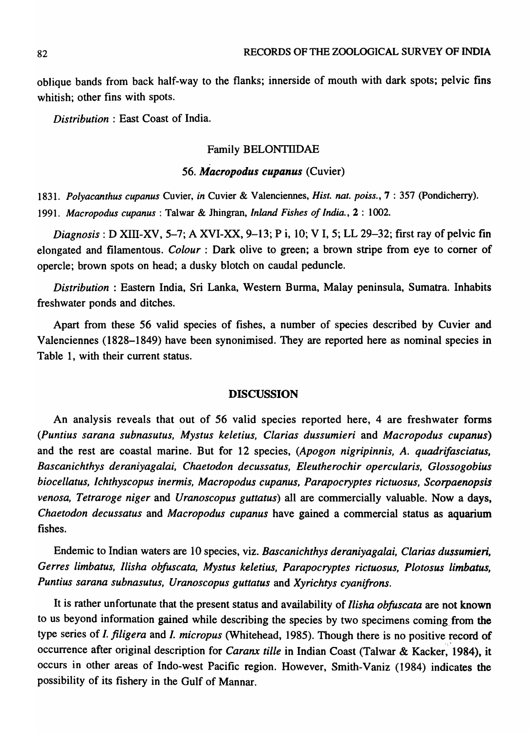oblique bands from back half-way to the flanks; innerside of mouth with dark spots; pelvic fins whitish; other fins with spots.

*Distribution* : East Coast of India.

### Family BELONTIIDAE

### 56. *Macropodus cupanus* (Cuvier)

1831. *Polyacanthus cupanus* Cuvier, *in* Cuvier & Valenciennes, *Hist. nat. poiss.*, **7** : 357 (Pondicherry).

1991. *Macropodus cupanus* : Talwar & Jhingran, *Inland Fishes of India.*, **2** : 1002.

*Diagnosis* : D XIII-XV, 5–7; A XVI-XX, 9–13; P i, 10; V I, 5; LL 29–32; first ray of pelvic fin elongated and filamentous. *Colour* : Dark olive to green; a brown stripe from eye to corner of opercle; brown spots on head; a dusky blotch on caudal peduncle.

*Distribution* : Eastern India, Sri Lanka, Western Burma, Malay peninsula, Sumatra. Inhabits freshwater ponds and ditches.

Apart from these 56 valid species of fishes, a number of species described by Cuvier and Valenciennes (1828–1849) have been synonimised. They are reported here as nominal species in Table 1, with their current status.

## DISCUSSION

An analysis reveals that out of 56 valid species reported here, 4 are freshwater forms (*Puntius sarana subnasutus, Mystus keletius, Clarias dussumieri* and *Macropodus cupanus*) and the rest are coastal marine. But for 12 species, (*Apogon nigripinnis, A. quadrifasciatus, Bascanichthys deraniyagalai, Chaetodon decussatus, Eleutherochir opercularis, Glossogobius biocellatus, Ichthyscopus inermis, Macropodus cupanus, Parapocryptes rictuosus, Scorpaenopsis venosa, Tetraroge niger* and *Uranoscopus guttatus*) all are commercially valuable. Now a days, *Chaetodon decussatus* and *Macropodus cupanus* have gained a commercial status as aquarium fishes.

Endemic to Indian waters are 10 species, viz. *Bascanichthys deraniyagalai, Clarias dussumieri, Gerres limbatus, Ilisha obfuscata, Mystus keletius, Parapocryptes rictuosus, Plotosus limbatus, Puntius sarana subnasutus, Uranoscopus guttatus* and *Xyrichtys cyanifrons*.

It is rather unfortunate that the present status and availability of *Ilisha obfuscata* are not known to us beyond information gained while describing the species by two specimens coming from the type series of *I. filigera* and *I. micropus* (Whitehead, 1985). Though there is no positive record of occurrence after original description for *Caranx tille* in Indian Coast (Talwar & Kacker, 1984), it occurs in other areas of Indo-west Pacific region. However, Smith-Vaniz (1984) indicates the possibility of its fishery in the Gulf of Mannar.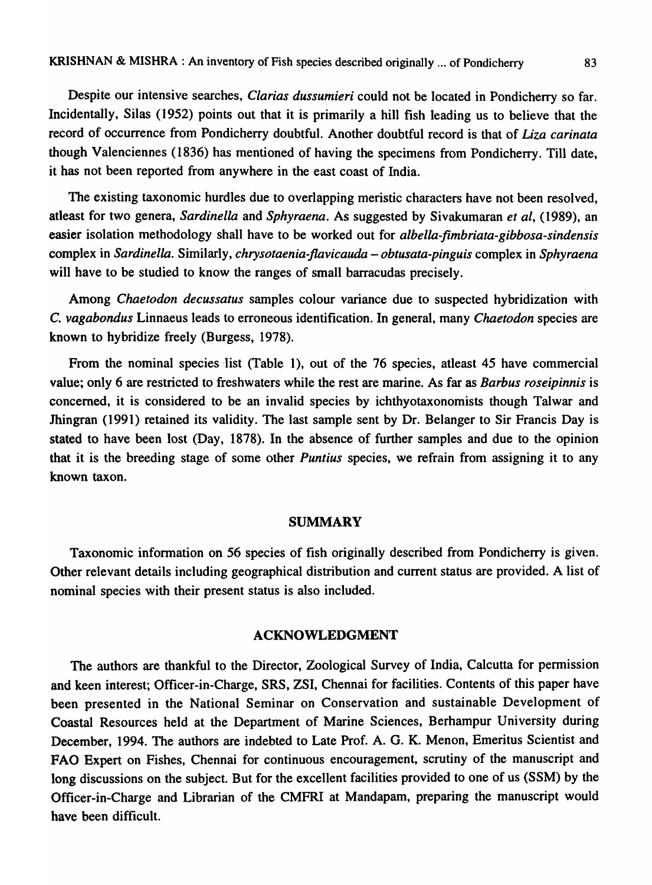Despite our intensive searches, *Clarias dussumieri* could not be located in Pondicherry so far. Incidentally, Silas (1952) points out that it is primarily a hill fish leading us to believe that the record of occurrence from Pondicherry doubtful. Another doubtful record is that of *Liza carinata* though Valenciennes (1836) has mentioned of having the specimens from Pondicherry. Till date, it has not been reported from anywhere in the east coast of India.

The existing taxonomic hurdles due to overlapping meristic characters have not been resolved, atleast for two genera, *Sardinella* and *Sphyraena*. As suggested by Sivakumaran *et al*, (1989), an easier isolation methodology shall have to be worked out for *albella-fimbriata-gibbosa-sindensis* complex in *Sardinella*. Similarly, *chrysotaenia-flavicauda – obtusata-pinguis* complex in *Sphyraena* will have to be studied to know the ranges of small barracudas precisely.

Among *Chaetodon decussatus* samples colour variance due to suspected hybridization with *C. vagabondus* Linnaeus leads to erroneous identification. In general, many *Chaetodon* species are known to hybridize freely (Burgess, 1978).

From the nominal species list (Table 1), out of the 76 species, atleast 45 have commercial value; only 6 are restricted to freshwaters while the rest are marine. As far as *Barbus roseipinnis* is concerned, it is considered to be an invalid species by ichthyotaxonomists though Talwar and Jhingran (1991) retained its validity. The last sample sent by Dr. Belanger to Sir Francis Day is stated to have been lost (Day, 1878). In the absence of further samples and due to the opinion that it is the breeding stage of some other *Puntius* species, we refrain from assigning it to any known taxon.

## SUMMARY

Taxonomic information on 56 species of fish originally described from Pondicherry is given. Other relevant details including geographical distribution and current status are provided. A list of nominal species with their present status is also included.

## ACKNOWLEDGMENT

The authors are thankful to the Director, Zoological Survey of India, Calcutta for permission and keen interest; Officer-in-Charge, SRS, ZSI, Chennai for facilities. Contents of this paper have been presented in the National Seminar on Conservation and sustainable Development of Coastal Resources held at the Department of Marine Sciences, Berhampur University during December, 1994. The authors are indebted to Late Prof. A. G. K. Menon, Emeritus Scientist and FAO Expert on Fishes, Chennai for continuous encouragement, scrutiny of the manuscript and long discussions on the subject. But for the excellent facilities provided to one of us (SSM) by the Officer-in-Charge and Librarian of the CMFRI at Mandapam, preparing the manuscript would have been difficult.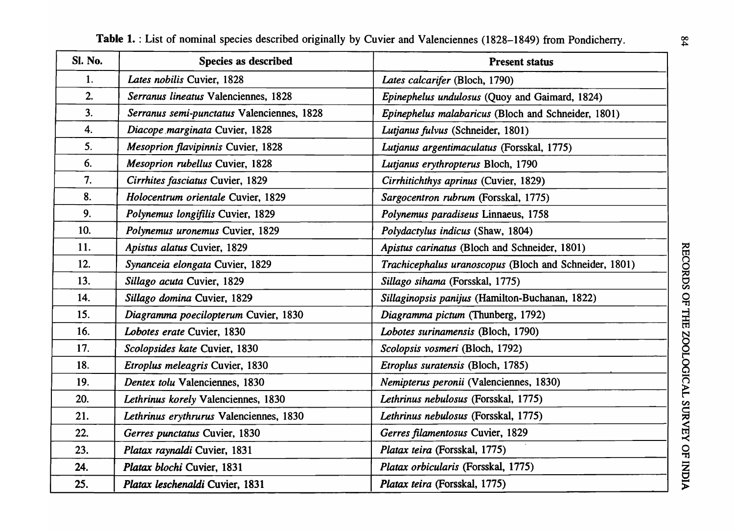**Table 1.** : List of nominal species described originally by Cuvier and Valenciennes (1828–1849) from Pondicherry.

| Sl. No. | Species as described | Present status |
|---|---|---|
| 1. | *Lates nobilis* Cuvier, 1828 | *Lates calcarifer* (Bloch, 1790) |
| 2. | *Serranus lineatus* Valenciennes, 1828 | *Epinephelus undulosus* (Quoy and Gaimard, 1824) |
| 3. | *Serranus semi-punctatus* Valenciennes, 1828 | *Epinephelus malabaricus* (Bloch and Schneider, 1801) |
| 4. | *Diacope marginata* Cuvier, 1828 | *Lutjanus fulvus* (Schneider, 1801) |
| 5. | *Mesoprion flavipinnis* Cuvier, 1828 | *Lutjanus argentimaculatus* (Forsskal, 1775) |
| 6. | *Mesoprion rubellus* Cuvier, 1828 | *Lutjanus erythropterus* Bloch, 1790 |
| 7. | *Cirrhites fasciatus* Cuvier, 1829 | *Cirrhitichthys aprinus* (Cuvier, 1829) |
| 8. | *Holocentrum orientale* Cuvier, 1829 | *Sargocentron rubrum* (Forsskal, 1775) |
| 9. | *Polynemus longifilis* Cuvier, 1829 | *Polynemus paradiseus* Linnaeus, 1758 |
| 10. | *Polynemus uronemus* Cuvier, 1829 | *Polydactylus indicus* (Shaw, 1804) |
| 11. | *Apistus alatus* Cuvier, 1829 | *Apistus carinatus* (Bloch and Schneider, 1801) |
| 12. | *Synanceia elongata* Cuvier, 1829 | *Trachicephalus uranoscopus* (Bloch and Schneider, 1801) |
| 13. | *Sillago acuta* Cuvier, 1829 | *Sillago sihama* (Forsskal, 1775) |
| 14. | *Sillago domina* Cuvier, 1829 | *Sillaginopsis panijus* (Hamilton-Buchanan, 1822) |
| 15. | *Diagramma poecilopterum* Cuvier, 1830 | *Diagramma pictum* (Thunberg, 1792) |
| 16. | *Lobotes erate* Cuvier, 1830 | *Lobotes surinamensis* (Bloch, 1790) |
| 17. | *Scolopsides kate* Cuvier, 1830 | *Scolopsis vosmeri* (Bloch, 1792) |
| 18. | *Etroplus meleagris* Cuvier, 1830 | *Etroplus suratensis* (Bloch, 1785) |
| 19. | *Dentex tolu* Valenciennes, 1830 | *Nemipterus peronii* (Valenciennes, 1830) |
| 20. | *Lethrinus korely* Valenciennes, 1830 | *Lethrinus nebulosus* (Forsskal, 1775) |
| 21. | *Lethrinus erythrurus* Valenciennes, 1830 | *Lethrinus nebulosus* (Forsskal, 1775) |
| 22. | *Gerres punctatus* Cuvier, 1830 | *Gerres filamentosus* Cuvier, 1829 |
| 23. | *Platax raynaldi* Cuvier, 1831 | *Platax teira* (Forsskal, 1775) |
| 24. | *Platax blochi* Cuvier, 1831 | *Platax orbicularis* (Forsskal, 1775) |
| 25. | *Platax leschenaldi* Cuvier, 1831 | *Platax teira* (Forsskal, 1775) |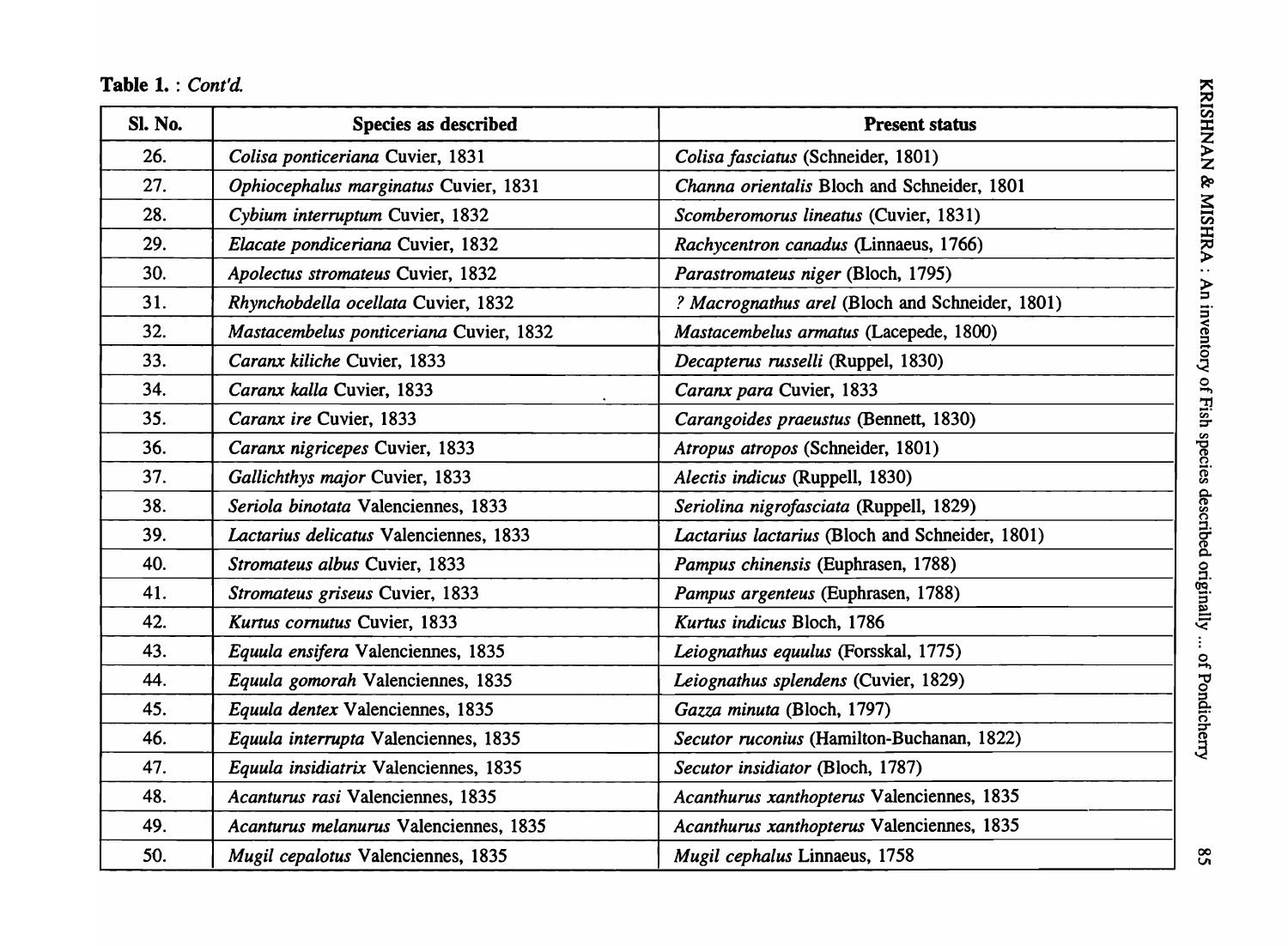**Table 1.** : *Cont'd.*

| Sl. No. | Species as described | Present status |
|---|---|---|
| 26. | *Colisa ponticeriana* Cuvier, 1831 | *Colisa fasciatus* (Schneider, 1801) |
| 27. | *Ophiocephalus marginatus* Cuvier, 1831 | *Channa orientalis* Bloch and Schneider, 1801 |
| 28. | *Cybium interruptum* Cuvier, 1832 | *Scomberomorus lineatus* (Cuvier, 1831) |
| 29. | *Elacate pondiceriana* Cuvier, 1832 | *Rachycentron canadus* (Linnaeus, 1766) |
| 30. | *Apolectus stromateus* Cuvier, 1832 | *Parastromateus niger* (Bloch, 1795) |
| 31. | *Rhynchobdella ocellata* Cuvier, 1832 | *? Macrognathus arel* (Bloch and Schneider, 1801) |
| 32. | *Mastacembelus ponticeriana* Cuvier, 1832 | *Mastacembelus armatus* (Lacepede, 1800) |
| 33. | *Caranx kiliche* Cuvier, 1833 | *Decapterus russelli* (Ruppel, 1830) |
| 34. | *Caranx kalla* Cuvier, 1833 | *Caranx para* Cuvier, 1833 |
| 35. | *Caranx ire* Cuvier, 1833 | *Carangoides praeustus* (Bennett, 1830) |
| 36. | *Caranx nigricepes* Cuvier, 1833 | *Atropus atropos* (Schneider, 1801) |
| 37. | *Gallichthys major* Cuvier, 1833 | *Alectis indicus* (Ruppell, 1830) |
| 38. | *Seriola binotata* Valenciennes, 1833 | *Seriolina nigrofasciata* (Ruppell, 1829) |
| 39. | *Lactarius delicatus* Valenciennes, 1833 | *Lactarius lactarius* (Bloch and Schneider, 1801) |
| 40. | *Stromateus albus* Cuvier, 1833 | *Pampus chinensis* (Euphrasen, 1788) |
| 41. | *Stromateus griseus* Cuvier, 1833 | *Pampus argenteus* (Euphrasen, 1788) |
| 42. | *Kurtus cornutus* Cuvier, 1833 | *Kurtus indicus* Bloch, 1786 |
| 43. | *Equula ensifera* Valenciennes, 1835 | *Leiognathus equulus* (Forsskal, 1775) |
| 44. | *Equula gomorah* Valenciennes, 1835 | *Leiognathus splendens* (Cuvier, 1829) |
| 45. | *Equula dentex* Valenciennes, 1835 | *Gazza minuta* (Bloch, 1797) |
| 46. | *Equula interrupta* Valenciennes, 1835 | *Secutor ruconius* (Hamilton-Buchanan, 1822) |
| 47. | *Equula insidiatrix* Valenciennes, 1835 | *Secutor insidiator* (Bloch, 1787) |
| 48. | *Acanturus rasi* Valenciennes, 1835 | *Acanthurus xanthopterus* Valenciennes, 1835 |
| 49. | *Acanturus melanurus* Valenciennes, 1835 | *Acanthurus xanthopterus* Valenciennes, 1835 |
| 50. | *Mugil cepalotus* Valenciennes, 1835 | *Mugil cephalus* Linnaeus, 1758 |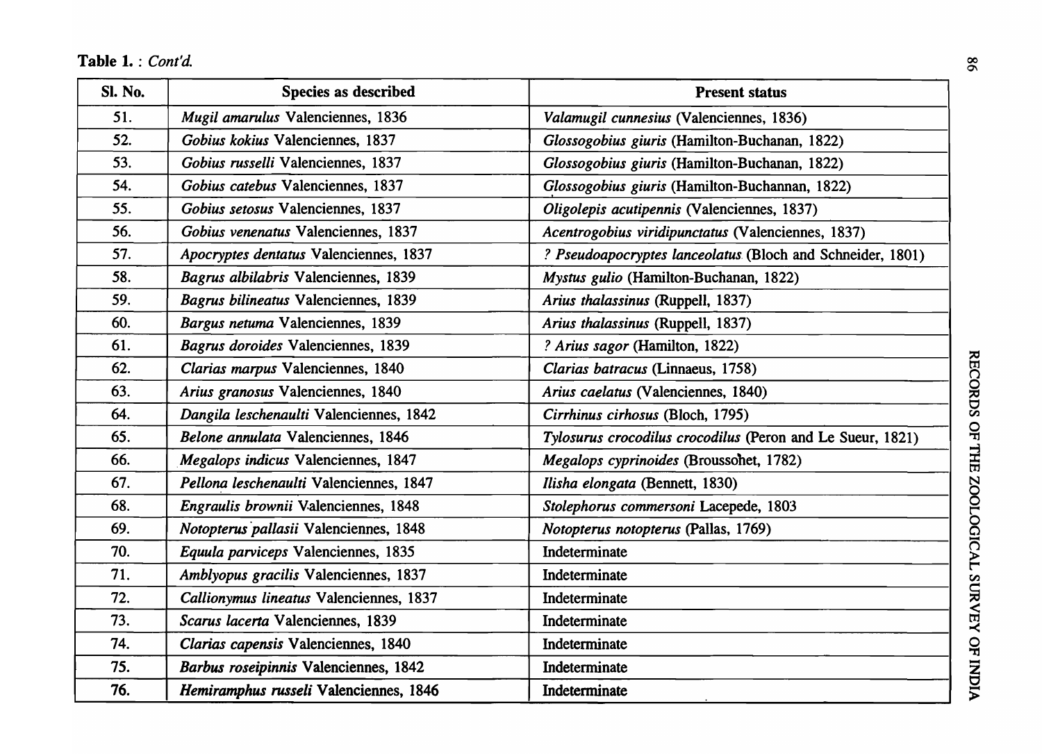**Table 1.** : *Cont'd.*

| Sl. No. | Species as described | Present status |
|---|---|---|
| 51. | *Mugil amarulus* Valenciennes, 1836 | *Valamugil cunnesius* (Valenciennes, 1836) |
| 52. | *Gobius kokius* Valenciennes, 1837 | *Glossogobius giuris* (Hamilton-Buchanan, 1822) |
| 53. | *Gobius russelli* Valenciennes, 1837 | *Glossogobius giuris* (Hamilton-Buchanan, 1822) |
| 54. | *Gobius catebus* Valenciennes, 1837 | *Glossogobius giuris* (Hamilton-Buchannan, 1822) |
| 55. | *Gobius setosus* Valenciennes, 1837 | *Oligolepis acutipennis* (Valenciennes, 1837) |
| 56. | *Gobius venenatus* Valenciennes, 1837 | *Acentrogobius viridipunctatus* (Valenciennes, 1837) |
| 57. | *Apocryptes dentatus* Valenciennes, 1837 | ? *Pseudoapocryptes lanceolatus* (Bloch and Schneider, 1801) |
| 58. | *Bagrus albilabris* Valenciennes, 1839 | *Mystus gulio* (Hamilton-Buchanan, 1822) |
| 59. | *Bagrus bilineatus* Valenciennes, 1839 | *Arius thalassinus* (Ruppell, 1837) |
| 60. | *Bargus netuma* Valenciennes, 1839 | *Arius thalassinus* (Ruppell, 1837) |
| 61. | *Bagrus doroides* Valenciennes, 1839 | ? *Arius sagor* (Hamilton, 1822) |
| 62. | *Clarias marpus* Valenciennes, 1840 | *Clarias batracus* (Linnaeus, 1758) |
| 63. | *Arius granosus* Valenciennes, 1840 | *Arius caelatus* (Valenciennes, 1840) |
| 64. | *Dangila leschenaulti* Valenciennes, 1842 | *Cirrhinus cirhosus* (Bloch, 1795) |
| 65. | *Belone annulata* Valenciennes, 1846 | *Tylosurus crocodilus crocodilus* (Peron and Le Sueur, 1821) |
| 66. | *Megalops indicus* Valenciennes, 1847 | *Megalops cyprinoides* (Broussohet, 1782) |
| 67. | *Pellona leschenaulti* Valenciennes, 1847 | *Ilisha elongata* (Bennett, 1830) |
| 68. | *Engraulis brownii* Valenciennes, 1848 | *Stolephorus commersoni* Lacepede, 1803 |
| 69. | *Notopterus pallasii* Valenciennes, 1848 | *Notopterus notopterus* (Pallas, 1769) |
| 70. | *Equula parviceps* Valenciennes, 1835 | Indeterminate |
| 71. | *Amblyopus gracilis* Valenciennes, 1837 | Indeterminate |
| 72. | *Callionymus lineatus* Valenciennes, 1837 | Indeterminate |
| 73. | *Scarus lacerta* Valenciennes, 1839 | Indeterminate |
| 74. | *Clarias capensis* Valenciennes, 1840 | Indeterminate |
| 75. | *Barbus roseipinnis* Valenciennes, 1842 | Indeterminate |
| 76. | *Hemiramphus russeli* Valenciennes, 1846 | Indeterminate |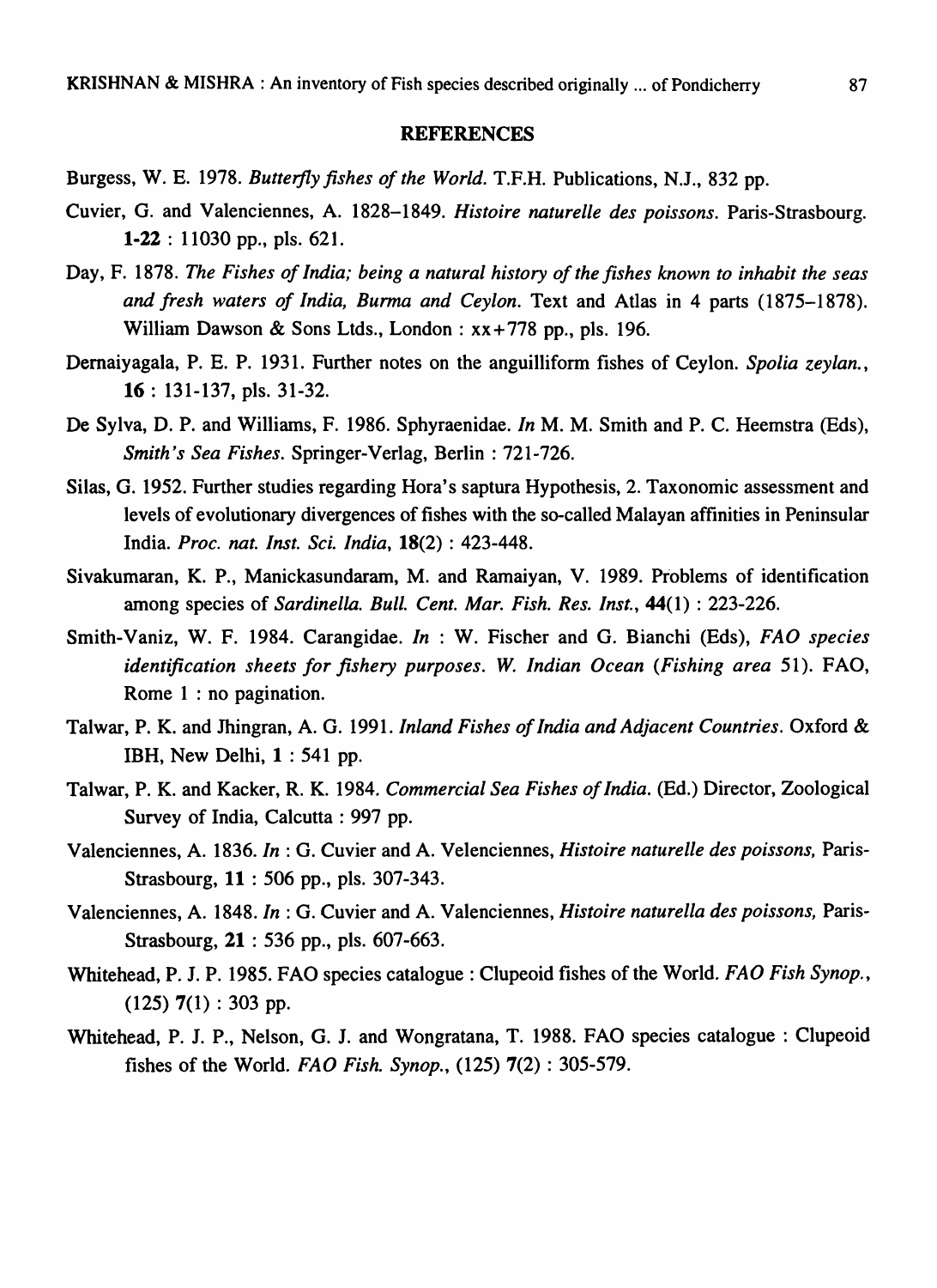## REFERENCES

Burgess, W. E. 1978. *Butterfly fishes of the World.* T.F.H. Publications, N.J., 832 pp.

Cuvier, G. and Valenciennes, A. 1828–1849. *Histoire naturelle des poissons.* Paris-Strasbourg. **1-22** : 11030 pp., pls. 621.

Day, F. 1878. *The Fishes of India; being a natural history of the fishes known to inhabit the seas and fresh waters of India, Burma and Ceylon.* Text and Atlas in 4 parts (1875–1878). William Dawson & Sons Ltds., London : xx+778 pp., pls. 196.

Dernaiyagala, P. E. P. 1931. Further notes on the anguilliform fishes of Ceylon. *Spolia zeylan.*, **16** : 131-137, pls. 31-32.

De Sylva, D. P. and Williams, F. 1986. Sphyraenidae. *In* M. M. Smith and P. C. Heemstra (Eds), *Smith's Sea Fishes.* Springer-Verlag, Berlin : 721-726.

Silas, G. 1952. Further studies regarding Hora's saptura Hypothesis, 2. Taxonomic assessment and levels of evolutionary divergences of fishes with the so-called Malayan affinities in Peninsular India. *Proc. nat. Inst. Sci. India*, **18**(2) : 423-448.

Sivakumaran, K. P., Manickasundaram, M. and Ramaiyan, V. 1989. Problems of identification among species of *Sardinella. Bull. Cent. Mar. Fish. Res. Inst.*, **44**(1) : 223-226.

Smith-Vaniz, W. F. 1984. Carangidae. *In* : W. Fischer and G. Bianchi (Eds), *FAO species identification sheets for fishery purposes. W. Indian Ocean (Fishing area* 51). FAO, Rome 1 : no pagination.

Talwar, P. K. and Jhingran, A. G. 1991. *Inland Fishes of India and Adjacent Countries.* Oxford & IBH, New Delhi, **1** : 541 pp.

Talwar, P. K. and Kacker, R. K. 1984. *Commercial Sea Fishes of India.* (Ed.) Director, Zoological Survey of India, Calcutta : 997 pp.

Valenciennes, A. 1836. *In* : G. Cuvier and A. Velenciennes, *Histoire naturelle des poissons,* Paris-Strasbourg, **11** : 506 pp., pls. 307-343.

Valenciennes, A. 1848. *In* : G. Cuvier and A. Valenciennes, *Histoire naturella des poissons,* Paris-Strasbourg, **21** : 536 pp., pls. 607-663.

Whitehead, P. J. P. 1985. FAO species catalogue : Clupeoid fishes of the World. *FAO Fish Synop.*, (125) **7**(1) : 303 pp.

Whitehead, P. J. P., Nelson, G. J. and Wongratana, T. 1988. FAO species catalogue : Clupeoid fishes of the World. *FAO Fish. Synop.*, (125) **7**(2) : 305-579.